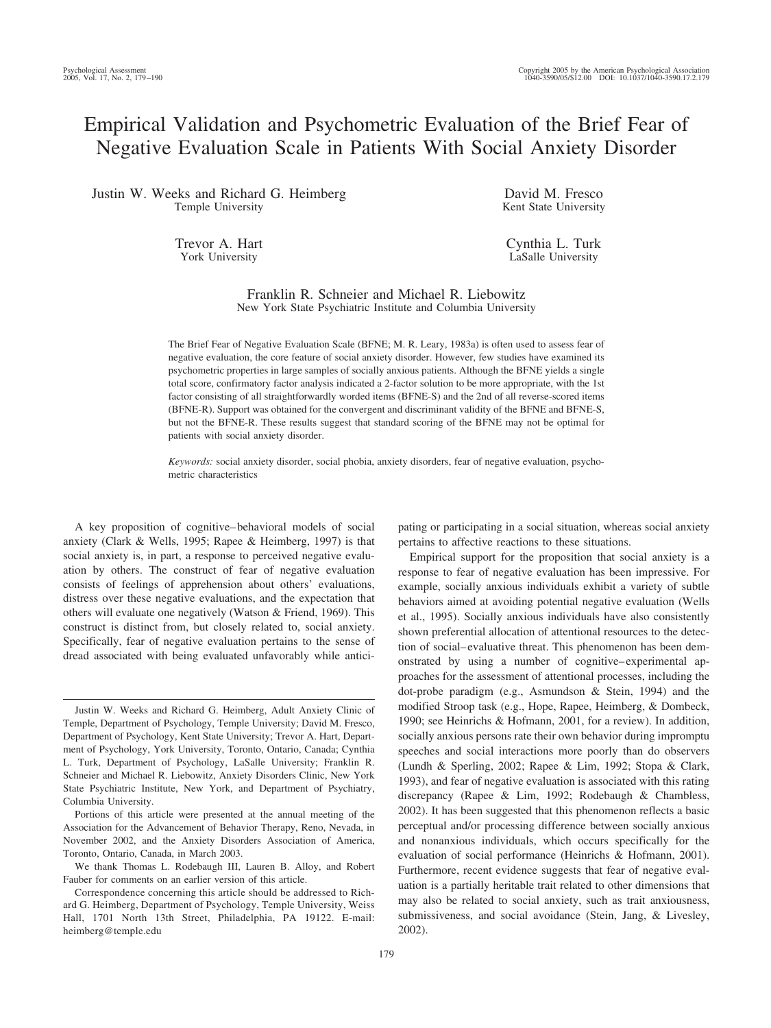# Empirical Validation and Psychometric Evaluation of the Brief Fear of Negative Evaluation Scale in Patients With Social Anxiety Disorder

Justin W. Weeks and Richard G. Heimberg
Temple University

David M. Fresco
Kent State University

Trevor A. Hart
York University

Cynthia L. Turk
LaSalle University

Franklin R. Schneier and Michael R. Liebowitz
New York State Psychiatric Institute and Columbia University

The Brief Fear of Negative Evaluation Scale (BFNE; M. R. Leary, 1983a) is often used to assess fear of negative evaluation, the core feature of social anxiety disorder. However, few studies have examined its psychometric properties in large samples of socially anxious patients. Although the BFNE yields a single total score, confirmatory factor analysis indicated a 2-factor solution to be more appropriate, with the 1st factor consisting of all straightforwardly worded items (BFNE-S) and the 2nd of all reverse-scored items (BFNE-R). Support was obtained for the convergent and discriminant validity of the BFNE and BFNE-S, but not the BFNE-R. These results suggest that standard scoring of the BFNE may not be optimal for patients with social anxiety disorder.

*Keywords:* social anxiety disorder, social phobia, anxiety disorders, fear of negative evaluation, psychometric characteristics

A key proposition of cognitive–behavioral models of social anxiety (Clark & Wells, 1995; Rapee & Heimberg, 1997) is that social anxiety is, in part, a response to perceived negative evaluation by others. The construct of fear of negative evaluation consists of feelings of apprehension about others' evaluations, distress over these negative evaluations, and the expectation that others will evaluate one negatively (Watson & Friend, 1969). This construct is distinct from, but closely related to, social anxiety. Specifically, fear of negative evaluation pertains to the sense of dread associated with being evaluated unfavorably while anticipating or participating in a social situation, whereas social anxiety pertains to affective reactions to these situations.

Empirical support for the proposition that social anxiety is a response to fear of negative evaluation has been impressive. For example, socially anxious individuals exhibit a variety of subtle behaviors aimed at avoiding potential negative evaluation (Wells et al., 1995). Socially anxious individuals have also consistently shown preferential allocation of attentional resources to the detection of social–evaluative threat. This phenomenon has been demonstrated by using a number of cognitive–experimental approaches for the assessment of attentional processes, including the dot-probe paradigm (e.g., Asmundson & Stein, 1994) and the modified Stroop task (e.g., Hope, Rapee, Heimberg, & Dombeck, 1990; see Heinrichs & Hofmann, 2001, for a review). In addition, socially anxious persons rate their own behavior during impromptu speeches and social interactions more poorly than do observers (Lundh & Sperling, 2002; Rapee & Lim, 1992; Stopa & Clark, 1993), and fear of negative evaluation is associated with this rating discrepancy (Rapee & Lim, 1992; Rodebaugh & Chambless, 2002). It has been suggested that this phenomenon reflects a basic perceptual and/or processing difference between socially anxious and nonanxious individuals, which occurs specifically for the evaluation of social performance (Heinrichs & Hofmann, 2001). Furthermore, recent evidence suggests that fear of negative evaluation is a partially heritable trait related to other dimensions that may also be related to social anxiety, such as trait anxiousness, submissiveness, and social avoidance (Stein, Jang, & Livesley, 2002).

---

Justin W. Weeks and Richard G. Heimberg, Adult Anxiety Clinic of Temple, Department of Psychology, Temple University; David M. Fresco, Department of Psychology, Kent State University; Trevor A. Hart, Department of Psychology, York University, Toronto, Ontario, Canada; Cynthia L. Turk, Department of Psychology, LaSalle University; Franklin R. Schneier and Michael R. Liebowitz, Anxiety Disorders Clinic, New York State Psychiatric Institute, New York, and Department of Psychiatry, Columbia University.

Portions of this article were presented at the annual meeting of the Association for the Advancement of Behavior Therapy, Reno, Nevada, in November 2002, and the Anxiety Disorders Association of America, Toronto, Ontario, Canada, in March 2003.

We thank Thomas L. Rodebaugh III, Lauren B. Alloy, and Robert Fauber for comments on an earlier version of this article.

Correspondence concerning this article should be addressed to Richard G. Heimberg, Department of Psychology, Temple University, Weiss Hall, 1701 North 13th Street, Philadelphia, PA 19122. E-mail: heimberg@temple.edu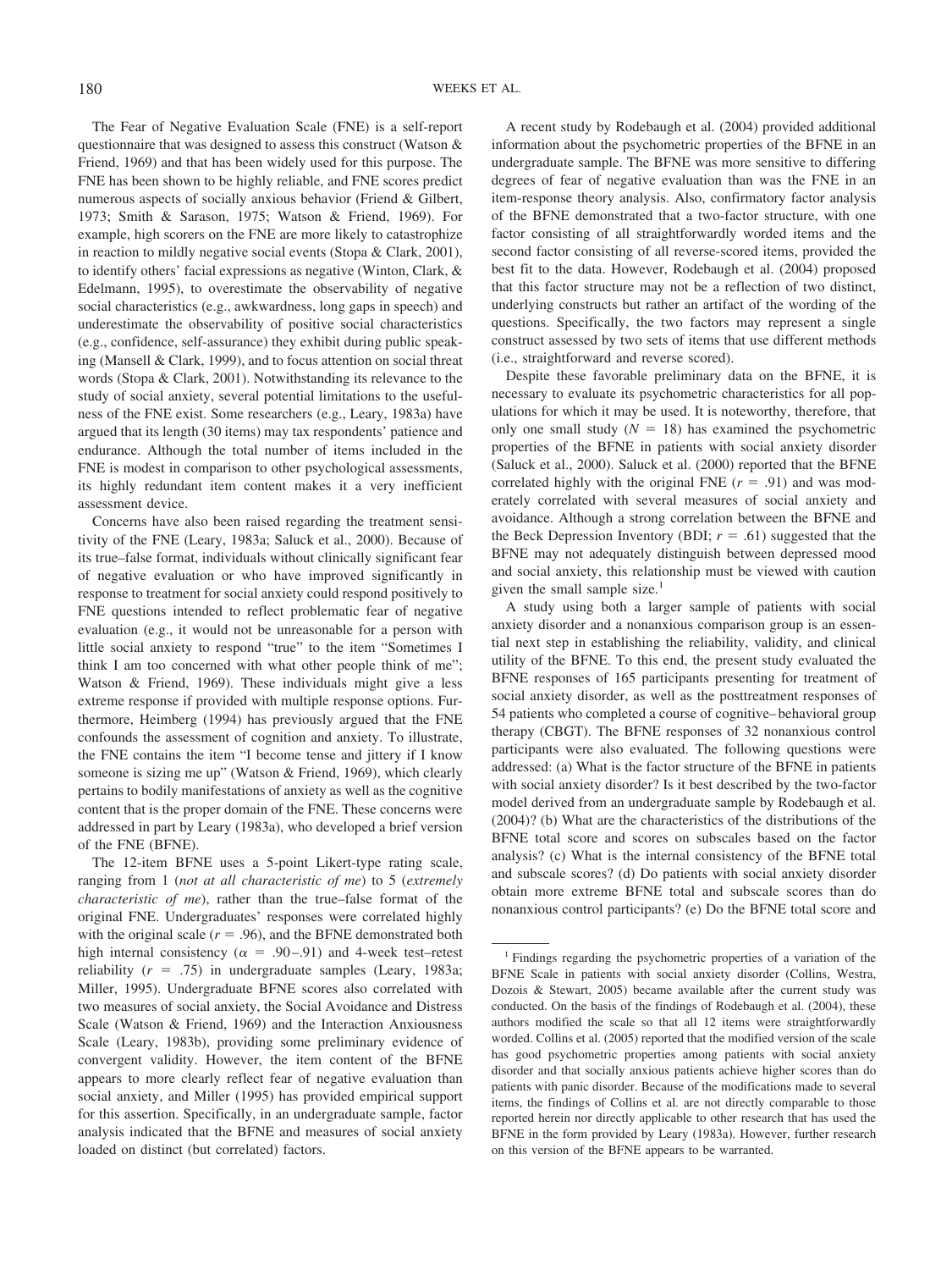The Fear of Negative Evaluation Scale (FNE) is a self-report questionnaire that was designed to assess this construct (Watson & Friend, 1969) and that has been widely used for this purpose. The FNE has been shown to be highly reliable, and FNE scores predict numerous aspects of socially anxious behavior (Friend & Gilbert, 1973; Smith & Sarason, 1975; Watson & Friend, 1969). For example, high scorers on the FNE are more likely to catastrophize in reaction to mildly negative social events (Stopa & Clark, 2001), to identify others' facial expressions as negative (Winton, Clark, & Edelmann, 1995), to overestimate the observability of negative social characteristics (e.g., awkwardness, long gaps in speech) and underestimate the observability of positive social characteristics (e.g., confidence, self-assurance) they exhibit during public speaking (Mansell & Clark, 1999), and to focus attention on social threat words (Stopa & Clark, 2001). Notwithstanding its relevance to the study of social anxiety, several potential limitations to the usefulness of the FNE exist. Some researchers (e.g., Leary, 1983a) have argued that its length (30 items) may tax respondents' patience and endurance. Although the total number of items included in the FNE is modest in comparison to other psychological assessments, its highly redundant item content makes it a very inefficient assessment device.

Concerns have also been raised regarding the treatment sensitivity of the FNE (Leary, 1983a; Saluck et al., 2000). Because of its true–false format, individuals without clinically significant fear of negative evaluation or who have improved significantly in response to treatment for social anxiety could respond positively to FNE questions intended to reflect problematic fear of negative evaluation (e.g., it would not be unreasonable for a person with little social anxiety to respond "true" to the item "Sometimes I think I am too concerned with what other people think of me"; Watson & Friend, 1969). These individuals might give a less extreme response if provided with multiple response options. Furthermore, Heimberg (1994) has previously argued that the FNE confounds the assessment of cognition and anxiety. To illustrate, the FNE contains the item "I become tense and jittery if I know someone is sizing me up" (Watson & Friend, 1969), which clearly pertains to bodily manifestations of anxiety as well as the cognitive content that is the proper domain of the FNE. These concerns were addressed in part by Leary (1983a), who developed a brief version of the FNE (BFNE).

The 12-item BFNE uses a 5-point Likert-type rating scale, ranging from 1 (*not at all characteristic of me*) to 5 (*extremely characteristic of me*), rather than the true–false format of the original FNE. Undergraduates' responses were correlated highly with the original scale ($r = .96$), and the BFNE demonstrated both high internal consistency ($\alpha = .90$–$.91$) and 4-week test–retest reliability ($r = .75$) in undergraduate samples (Leary, 1983a; Miller, 1995). Undergraduate BFNE scores also correlated with two measures of social anxiety, the Social Avoidance and Distress Scale (Watson & Friend, 1969) and the Interaction Anxiousness Scale (Leary, 1983b), providing some preliminary evidence of convergent validity. However, the item content of the BFNE appears to more clearly reflect fear of negative evaluation than social anxiety, and Miller (1995) has provided empirical support for this assertion. Specifically, in an undergraduate sample, factor analysis indicated that the BFNE and measures of social anxiety loaded on distinct (but correlated) factors.

A recent study by Rodebaugh et al. (2004) provided additional information about the psychometric properties of the BFNE in an undergraduate sample. The BFNE was more sensitive to differing degrees of fear of negative evaluation than was the FNE in an item-response theory analysis. Also, confirmatory factor analysis of the BFNE demonstrated that a two-factor structure, with one factor consisting of all straightforwardly worded items and the second factor consisting of all reverse-scored items, provided the best fit to the data. However, Rodebaugh et al. (2004) proposed that this factor structure may not be a reflection of two distinct, underlying constructs but rather an artifact of the wording of the questions. Specifically, the two factors may represent a single construct assessed by two sets of items that use different methods (i.e., straightforward and reverse scored).

Despite these favorable preliminary data on the BFNE, it is necessary to evaluate its psychometric characteristics for all populations for which it may be used. It is noteworthy, therefore, that only one small study ($N = 18$) has examined the psychometric properties of the BFNE in patients with social anxiety disorder (Saluck et al., 2000). Saluck et al. (2000) reported that the BFNE correlated highly with the original FNE ($r = .91$) and was moderately correlated with several measures of social anxiety and avoidance. Although a strong correlation between the BFNE and the Beck Depression Inventory (BDI; $r = .61$) suggested that the BFNE may not adequately distinguish between depressed mood and social anxiety, this relationship must be viewed with caution given the small sample size.[1]

A study using both a larger sample of patients with social anxiety disorder and a nonanxious comparison group is an essential next step in establishing the reliability, validity, and clinical utility of the BFNE. To this end, the present study evaluated the BFNE responses of 165 participants presenting for treatment of social anxiety disorder, as well as the posttreatment responses of 54 patients who completed a course of cognitive–behavioral group therapy (CBGT). The BFNE responses of 32 nonanxious control participants were also evaluated. The following questions were addressed: (a) What is the factor structure of the BFNE in patients with social anxiety disorder? Is it best described by the two-factor model derived from an undergraduate sample by Rodebaugh et al. (2004)? (b) What are the characteristics of the distributions of the BFNE total score and scores on subscales based on the factor analysis? (c) What is the internal consistency of the BFNE total and subscale scores? (d) Do patients with social anxiety disorder obtain more extreme BFNE total and subscale scores than do nonanxious control participants? (e) Do the BFNE total score and

[1] Findings regarding the psychometric properties of a variation of the BFNE Scale in patients with social anxiety disorder (Collins, Westra, Dozois & Stewart, 2005) became available after the current study was conducted. On the basis of the findings of Rodebaugh et al. (2004), these authors modified the scale so that all 12 items were straightforwardly worded. Collins et al. (2005) reported that the modified version of the scale has good psychometric properties among patients with social anxiety disorder and that socially anxious patients achieve higher scores than do patients with panic disorder. Because of the modifications made to several items, the findings of Collins et al. are not directly comparable to those reported herein nor directly applicable to other research that has used the BFNE in the form provided by Leary (1983a). However, further research on this version of the BFNE appears to be warranted.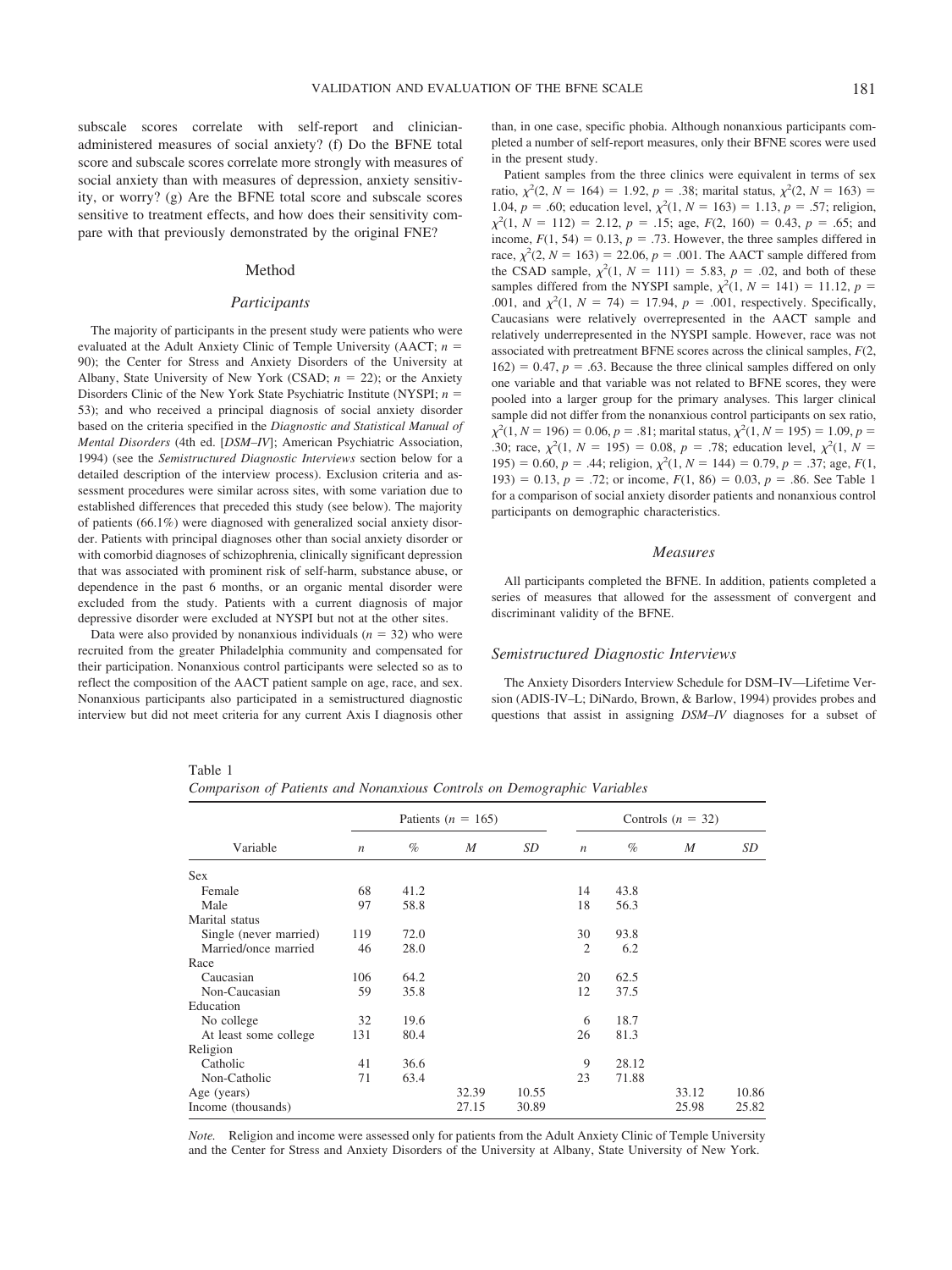subscale scores correlate with self-report and clinician-administered measures of social anxiety? (f) Do the BFNE total score and subscale scores correlate more strongly with measures of social anxiety than with measures of depression, anxiety sensitivity, or worry? (g) Are the BFNE total score and subscale scores sensitive to treatment effects, and how does their sensitivity compare with that previously demonstrated by the original FNE?

## Method

### Participants

The majority of participants in the present study were patients who were evaluated at the Adult Anxiety Clinic of Temple University (AACT; $n$ = 90); the Center for Stress and Anxiety Disorders of the University at Albany, State University of New York (CSAD; $n$ = 22); or the Anxiety Disorders Clinic of the New York State Psychiatric Institute (NYSPI; $n$ = 53); and who received a principal diagnosis of social anxiety disorder based on the criteria specified in the *Diagnostic and Statistical Manual of Mental Disorders* (4th ed. [*DSM–IV*]; American Psychiatric Association, 1994) (see the *Semistructured Diagnostic Interviews* section below for a detailed description of the interview process). Exclusion criteria and assessment procedures were similar across sites, with some variation due to established differences that preceded this study (see below). The majority of patients (66.1%) were diagnosed with generalized social anxiety disorder. Patients with principal diagnoses other than social anxiety disorder or with comorbid diagnoses of schizophrenia, clinically significant depression that was associated with prominent risk of self-harm, substance abuse, or dependence in the past 6 months, or an organic mental disorder were excluded from the study. Patients with a current diagnosis of major depressive disorder were excluded at NYSPI but not at the other sites.

Data were also provided by nonanxious individuals ($n$ = 32) who were recruited from the greater Philadelphia community and compensated for their participation. Nonanxious control participants were selected so as to reflect the composition of the AACT patient sample on age, race, and sex. Nonanxious participants also participated in a semistructured diagnostic interview but did not meet criteria for any current Axis I diagnosis other than, in one case, specific phobia. Although nonanxious participants completed a number of self-report measures, only their BFNE scores were used in the present study.

Patient samples from the three clinics were equivalent in terms of sex ratio, $\chi^2(2, N = 164) = 1.92$, $p = .38$; marital status, $\chi^2(2, N = 163) = 1.04$, $p = .60$; education level, $\chi^2(1, N = 163) = 1.13$, $p = .57$; religion, $\chi^2(1, N = 112) = 2.12$, $p = .15$; age, $F(2, 160) = 0.43$, $p = .65$; and income, $F(1, 54) = 0.13$, $p = .73$. However, the three samples differed in race, $\chi^2(2, N = 163) = 22.06$, $p = .001$. The AACT sample differed from the CSAD sample, $\chi^2(1, N = 111) = 5.83$, $p = .02$, and both of these samples differed from the NYSPI sample, $\chi^2(1, N = 141) = 11.12$, $p = .001$, and $\chi^2(1, N = 74) = 17.94$, $p = .001$, respectively. Specifically, Caucasians were relatively overrepresented in the AACT sample and relatively underrepresented in the NYSPI sample. However, race was not associated with pretreatment BFNE scores across the clinical samples, $F(2, 162) = 0.47$, $p = .63$. Because the three clinical samples differed on only one variable and that variable was not related to BFNE scores, they were pooled into a larger group for the primary analyses. This larger clinical sample did not differ from the nonanxious control participants on sex ratio, $\chi^2(1, N = 196) = 0.06$, $p = .81$; marital status, $\chi^2(1, N = 195) = 1.09$, $p = .30$; race, $\chi^2(1, N = 195) = 0.08$, $p = .78$; education level, $\chi^2(1, N = 195) = 0.60$, $p = .44$; religion, $\chi^2(1, N = 144) = 0.79$, $p = .37$; age, $F(1, 193) = 0.13$, $p = .72$; or income, $F(1, 86) = 0.03$, $p = .86$. See Table 1 for a comparison of social anxiety disorder patients and nonanxious control participants on demographic characteristics.

### Measures

All participants completed the BFNE. In addition, patients completed a series of measures that allowed for the assessment of convergent and discriminant validity of the BFNE.

### Semistructured Diagnostic Interviews

The Anxiety Disorders Interview Schedule for DSM–IV—Lifetime Version (ADIS-IV–L; DiNardo, Brown, & Barlow, 1994) provides probes and questions that assist in assigning *DSM–IV* diagnoses for a subset of

Table 1
*Comparison of Patients and Nonanxious Controls on Demographic Variables*

| | Patients ($n$ = 165) | | | | Controls ($n$ = 32) | | | |
|---|---|---|---|---|---|---|---|---|
| Variable | $n$ | % | $M$ | $SD$ | $n$ | % | $M$ | $SD$ |
| Sex | | | | | | | | |
| Female | 68 | 41.2 | | | 14 | 43.8 | | |
| Male | 97 | 58.8 | | | 18 | 56.3 | | |
| Marital status | | | | | | | | |
| Single (never married) | 119 | 72.0 | | | 30 | 93.8 | | |
| Married/once married | 46 | 28.0 | | | 2 | 6.2 | | |
| Race | | | | | | | | |
| Caucasian | 106 | 64.2 | | | 20 | 62.5 | | |
| Non-Caucasian | 59 | 35.8 | | | 12 | 37.5 | | |
| Education | | | | | | | | |
| No college | 32 | 19.6 | | | 6 | 18.7 | | |
| At least some college | 131 | 80.4 | | | 26 | 81.3 | | |
| Religion | | | | | | | | |
| Catholic | 41 | 36.6 | | | 9 | 28.12 | | |
| Non-Catholic | 71 | 63.4 | | | 23 | 71.88 | | |
| Age (years) | | | 32.39 | 10.55 | | | 33.12 | 10.86 |
| Income (thousands) | | | 27.15 | 30.89 | | | 25.98 | 25.82 |

*Note.* Religion and income were assessed only for patients from the Adult Anxiety Clinic of Temple University and the Center for Stress and Anxiety Disorders of the University at Albany, State University of New York.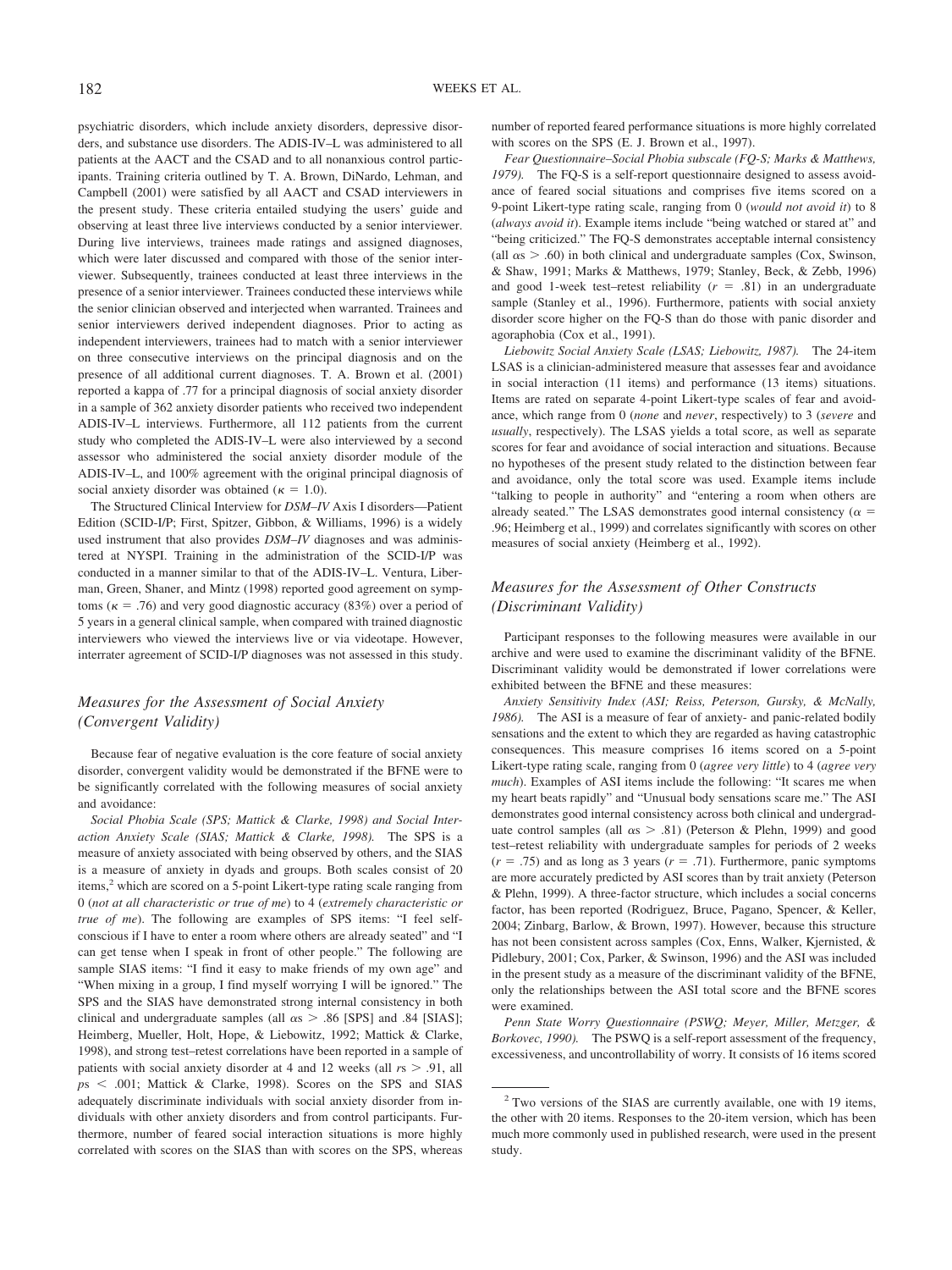psychiatric disorders, which include anxiety disorders, depressive disorders, and substance use disorders. The ADIS-IV–L was administered to all patients at the AACT and the CSAD and to all nonanxious control participants. Training criteria outlined by T. A. Brown, DiNardo, Lehman, and Campbell (2001) were satisfied by all AACT and CSAD interviewers in the present study. These criteria entailed studying the users' guide and observing at least three live interviews conducted by a senior interviewer. During live interviews, trainees made ratings and assigned diagnoses, which were later discussed and compared with those of the senior interviewer. Subsequently, trainees conducted at least three interviews in the presence of a senior interviewer. Trainees conducted these interviews while the senior clinician observed and interjected when warranted. Trainees and senior interviewers derived independent diagnoses. Prior to acting as independent interviewers, trainees had to match with a senior interviewer on three consecutive interviews on the principal diagnosis and on the presence of all additional current diagnoses. T. A. Brown et al. (2001) reported a kappa of .77 for a principal diagnosis of social anxiety disorder in a sample of 362 anxiety disorder patients who received two independent ADIS-IV–L interviews. Furthermore, all 112 patients from the current study who completed the ADIS-IV–L were also interviewed by a second assessor who administered the social anxiety disorder module of the ADIS-IV–L, and 100% agreement with the original principal diagnosis of social anxiety disorder was obtained ($\kappa = 1.0$).

The Structured Clinical Interview for *DSM–IV* Axis I disorders—Patient Edition (SCID-I/P; First, Spitzer, Gibbon, & Williams, 1996) is a widely used instrument that also provides *DSM–IV* diagnoses and was administered at NYSPI. Training in the administration of the SCID-I/P was conducted in a manner similar to that of the ADIS-IV–L. Ventura, Liberman, Green, Shaner, and Mintz (1998) reported good agreement on symptoms ($\kappa = .76$) and very good diagnostic accuracy (83%) over a period of 5 years in a general clinical sample, when compared with trained diagnostic interviewers who viewed the interviews live or via videotape. However, interrater agreement of SCID-I/P diagnoses was not assessed in this study.

### Measures for the Assessment of Social Anxiety (Convergent Validity)

Because fear of negative evaluation is the core feature of social anxiety disorder, convergent validity would be demonstrated if the BFNE were to be significantly correlated with the following measures of social anxiety and avoidance:

*Social Phobia Scale (SPS; Mattick & Clarke, 1998) and Social Interaction Anxiety Scale (SIAS; Mattick & Clarke, 1998).* The SPS is a measure of anxiety associated with being observed by others, and the SIAS is a measure of anxiety in dyads and groups. Both scales consist of 20 items,[2] which are scored on a 5-point Likert-type rating scale ranging from 0 (*not at all characteristic or true of me*) to 4 (*extremely characteristic or true of me*). The following are examples of SPS items: "I feel self-conscious if I have to enter a room where others are already seated" and "I can get tense when I speak in front of other people." The following are sample SIAS items: "I find it easy to make friends of my own age" and "When mixing in a group, I find myself worrying I will be ignored." The SPS and the SIAS have demonstrated strong internal consistency in both clinical and undergraduate samples (all $\alpha$s > .86 [SPS] and .84 [SIAS]; Heimberg, Mueller, Holt, Hope, & Liebowitz, 1992; Mattick & Clarke, 1998), and strong test–retest correlations have been reported in a sample of patients with social anxiety disorder at 4 and 12 weeks (all $r$s > .91, all $p$s < .001; Mattick & Clarke, 1998). Scores on the SPS and SIAS adequately discriminate individuals with social anxiety disorder from individuals with other anxiety disorders and from control participants. Furthermore, number of feared social interaction situations is more highly correlated with scores on the SIAS than with scores on the SPS, whereas number of reported feared performance situations is more highly correlated with scores on the SPS (E. J. Brown et al., 1997).

*Fear Questionnaire–Social Phobia subscale (FQ-S; Marks & Matthews, 1979).* The FQ-S is a self-report questionnaire designed to assess avoidance of feared social situations and comprises five items scored on a 9-point Likert-type rating scale, ranging from 0 (*would not avoid it*) to 8 (*always avoid it*). Example items include "being watched or stared at" and "being criticized." The FQ-S demonstrates acceptable internal consistency (all $\alpha$s > .60) in both clinical and undergraduate samples (Cox, Swinson, & Shaw, 1991; Marks & Matthews, 1979; Stanley, Beck, & Zebb, 1996) and good 1-week test–retest reliability ($r$ = .81) in an undergraduate sample (Stanley et al., 1996). Furthermore, patients with social anxiety disorder score higher on the FQ-S than do those with panic disorder and agoraphobia (Cox et al., 1991).

*Liebowitz Social Anxiety Scale (LSAS; Liebowitz, 1987).* The 24-item LSAS is a clinician-administered measure that assesses fear and avoidance in social interaction (11 items) and performance (13 items) situations. Items are rated on separate 4-point Likert-type scales of fear and avoidance, which range from 0 (*none* and *never*, respectively) to 3 (*severe* and *usually*, respectively). The LSAS yields a total score, as well as separate scores for fear and avoidance of social interaction and situations. Because no hypotheses of the present study related to the distinction between fear and avoidance, only the total score was used. Example items include "talking to people in authority" and "entering a room when others are already seated." The LSAS demonstrates good internal consistency ($\alpha$ = .96; Heimberg et al., 1999) and correlates significantly with scores on other measures of social anxiety (Heimberg et al., 1992).

### Measures for the Assessment of Other Constructs (Discriminant Validity)

Participant responses to the following measures were available in our archive and were used to examine the discriminant validity of the BFNE. Discriminant validity would be demonstrated if lower correlations were exhibited between the BFNE and these measures:

*Anxiety Sensitivity Index (ASI; Reiss, Peterson, Gursky, & McNally, 1986).* The ASI is a measure of fear of anxiety- and panic-related bodily sensations and the extent to which they are regarded as having catastrophic consequences. This measure comprises 16 items scored on a 5-point Likert-type rating scale, ranging from 0 (*agree very little*) to 4 (*agree very much*). Examples of ASI items include the following: "It scares me when my heart beats rapidly" and "Unusual body sensations scare me." The ASI demonstrates good internal consistency across both clinical and undergraduate control samples (all $\alpha$s > .81) (Peterson & Plehn, 1999) and good test–retest reliability with undergraduate samples for periods of 2 weeks ($r$ = .75) and as long as 3 years ($r$ = .71). Furthermore, panic symptoms are more accurately predicted by ASI scores than by trait anxiety (Peterson & Plehn, 1999). A three-factor structure, which includes a social concerns factor, has been reported (Rodriguez, Bruce, Pagano, Spencer, & Keller, 2004; Zinbarg, Barlow, & Brown, 1997). However, because this structure has not been consistent across samples (Cox, Enns, Walker, Kjernisted, & Pidlebury, 2001; Cox, Parker, & Swinson, 1996) and the ASI was included in the present study as a measure of the discriminant validity of the BFNE, only the relationships between the ASI total score and the BFNE scores were examined.

*Penn State Worry Questionnaire (PSWQ; Meyer, Miller, Metzger, & Borkovec, 1990).* The PSWQ is a self-report assessment of the frequency, excessiveness, and uncontrollability of worry. It consists of 16 items scored

[2] Two versions of the SIAS are currently available, one with 19 items, the other with 20 items. Responses to the 20-item version, which has been much more commonly used in published research, were used in the present study.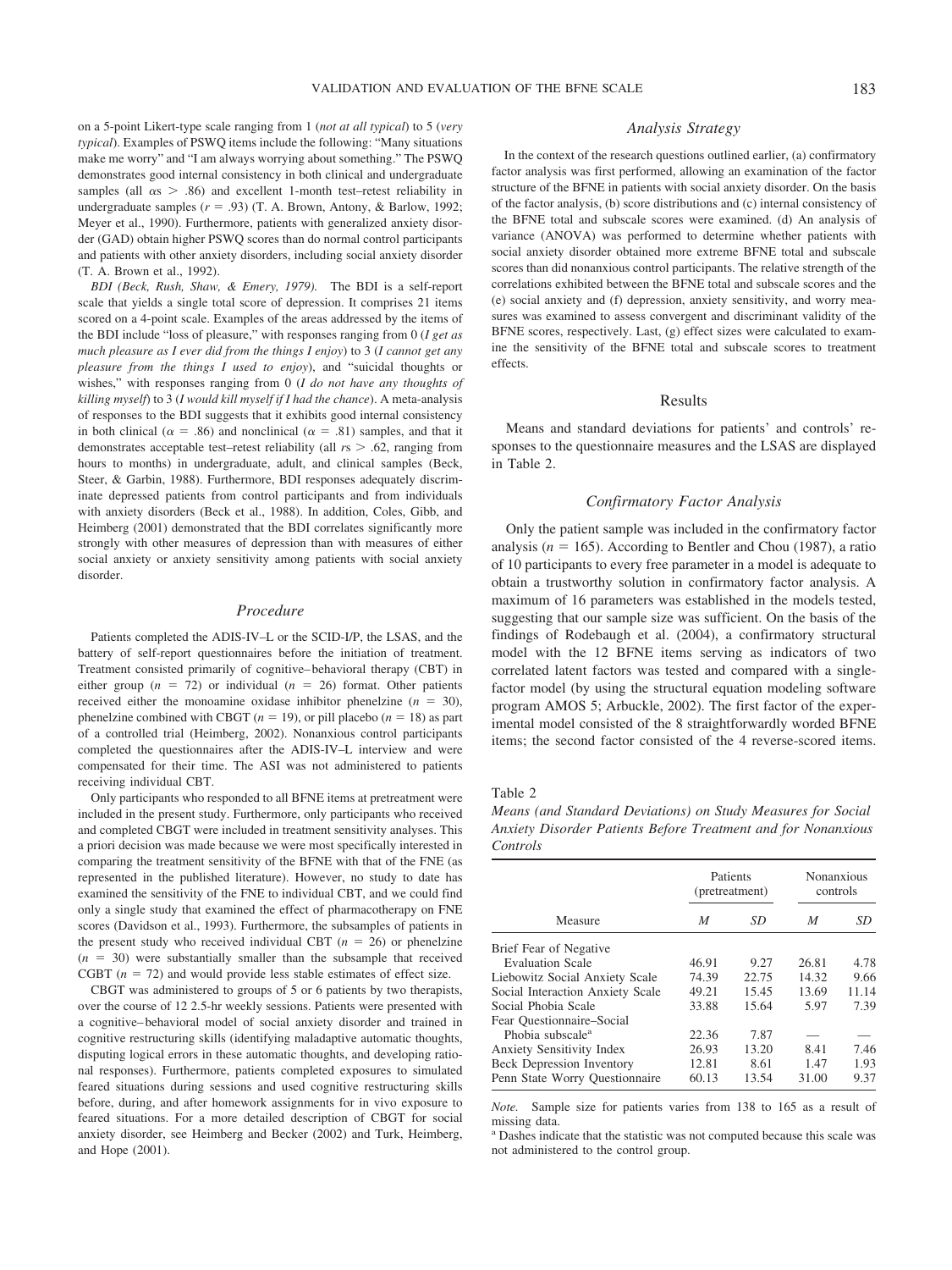on a 5-point Likert-type scale ranging from 1 (*not at all typical*) to 5 (*very typical*). Examples of PSWQ items include the following: "Many situations make me worry" and "I am always worrying about something." The PSWQ demonstrates good internal consistency in both clinical and undergraduate samples (all $\alpha$s $>$ .86) and excellent 1-month test–retest reliability in undergraduate samples ($r$ = .93) (T. A. Brown, Antony, & Barlow, 1992; Meyer et al., 1990). Furthermore, patients with generalized anxiety disorder (GAD) obtain higher PSWQ scores than do normal control participants and patients with other anxiety disorders, including social anxiety disorder (T. A. Brown et al., 1992).

*BDI (Beck, Rush, Shaw, & Emery, 1979).* The BDI is a self-report scale that yields a single total score of depression. It comprises 21 items scored on a 4-point scale. Examples of the areas addressed by the items of the BDI include "loss of pleasure," with responses ranging from 0 (*I get as much pleasure as I ever did from the things I enjoy*) to 3 (*I cannot get any pleasure from the things I used to enjoy*), and "suicidal thoughts or wishes," with responses ranging from 0 (*I do not have any thoughts of killing myself*) to 3 (*I would kill myself if I had the chance*). A meta-analysis of responses to the BDI suggests that it exhibits good internal consistency in both clinical ($\alpha$ = .86) and nonclinical ($\alpha$ = .81) samples, and that it demonstrates acceptable test–retest reliability (all $r$s $>$ .62, ranging from hours to months) in undergraduate, adult, and clinical samples (Beck, Steer, & Garbin, 1988). Furthermore, BDI responses adequately discriminate depressed patients from control participants and from individuals with anxiety disorders (Beck et al., 1988). In addition, Coles, Gibb, and Heimberg (2001) demonstrated that the BDI correlates significantly more strongly with other measures of depression than with measures of either social anxiety or anxiety sensitivity among patients with social anxiety disorder.

### Procedure

Patients completed the ADIS-IV–L or the SCID-I/P, the LSAS, and the battery of self-report questionnaires before the initiation of treatment. Treatment consisted primarily of cognitive–behavioral therapy (CBT) in either group ($n$ = 72) or individual ($n$ = 26) format. Other patients received either the monoamine oxidase inhibitor phenelzine ($n$ = 30), phenelzine combined with CBGT ($n$ = 19), or pill placebo ($n$ = 18) as part of a controlled trial (Heimberg, 2002). Nonanxious control participants completed the questionnaires after the ADIS-IV–L interview and were compensated for their time. The ASI was not administered to patients receiving individual CBT.

Only participants who responded to all BFNE items at pretreatment were included in the present study. Furthermore, only participants who received and completed CBGT were included in treatment sensitivity analyses. This a priori decision was made because we were most specifically interested in comparing the treatment sensitivity of the BFNE with that of the FNE (as represented in the published literature). However, no study to date has examined the sensitivity of the FNE to individual CBT, and we could find only a single study that examined the effect of pharmacotherapy on FNE scores (Davidson et al., 1993). Furthermore, the subsamples of patients in the present study who received individual CBT ($n$ = 26) or phenelzine ($n$ = 30) were substantially smaller than the subsample that received CGBT ($n$ = 72) and would provide less stable estimates of effect size.

CBGT was administered to groups of 5 or 6 patients by two therapists, over the course of 12 2.5-hr weekly sessions. Patients were presented with a cognitive–behavioral model of social anxiety disorder and trained in cognitive restructuring skills (identifying maladaptive automatic thoughts, disputing logical errors in these automatic thoughts, and developing rational responses). Furthermore, patients completed exposures to simulated feared situations during sessions and used cognitive restructuring skills before, during, and after homework assignments for in vivo exposure to feared situations. For a more detailed description of CBGT for social anxiety disorder, see Heimberg and Becker (2002) and Turk, Heimberg, and Hope (2001).

### Analysis Strategy

In the context of the research questions outlined earlier, (a) confirmatory factor analysis was first performed, allowing an examination of the factor structure of the BFNE in patients with social anxiety disorder. On the basis of the factor analysis, (b) score distributions and (c) internal consistency of the BFNE total and subscale scores were examined. (d) An analysis of variance (ANOVA) was performed to determine whether patients with social anxiety disorder obtained more extreme BFNE total and subscale scores than did nonanxious control participants. The relative strength of the correlations exhibited between the BFNE total and subscale scores and the (e) social anxiety and (f) depression, anxiety sensitivity, and worry measures was examined to assess convergent and discriminant validity of the BFNE scores, respectively. Last, (g) effect sizes were calculated to examine the sensitivity of the BFNE total and subscale scores to treatment effects.

## Results

Means and standard deviations for patients' and controls' responses to the questionnaire measures and the LSAS are displayed in Table 2.

### Confirmatory Factor Analysis

Only the patient sample was included in the confirmatory factor analysis ($n$ = 165). According to Bentler and Chou (1987), a ratio of 10 participants to every free parameter in a model is adequate to obtain a trustworthy solution in confirmatory factor analysis. A maximum of 16 parameters was established in the models tested, suggesting that our sample size was sufficient. On the basis of the findings of Rodebaugh et al. (2004), a confirmatory structural model with the 12 BFNE items serving as indicators of two correlated latent factors was tested and compared with a single-factor model (by using the structural equation modeling software program AMOS 5; Arbuckle, 2002). The first factor of the experimental model consisted of the 8 straightforwardly worded BFNE items; the second factor consisted of the 4 reverse-scored items.

Table 2

*Means (and Standard Deviations) on Study Measures for Social Anxiety Disorder Patients Before Treatment and for Nonanxious Controls*

| | Patients (pretreatment) | | Nonanxious controls | |
|---|---|---|---|---|
| Measure | *M* | *SD* | *M* | *SD* |
| Brief Fear of Negative Evaluation Scale | 46.91 | 9.27 | 26.81 | 4.78 |
| Liebowitz Social Anxiety Scale | 74.39 | 22.75 | 14.32 | 9.66 |
| Social Interaction Anxiety Scale | 49.21 | 15.45 | 13.69 | 11.14 |
| Social Phobia Scale | 33.88 | 15.64 | 5.97 | 7.39 |
| Fear Questionnaire–Social Phobia subscale[a] | 22.36 | 7.87 | — | — |
| Anxiety Sensitivity Index | 26.93 | 13.20 | 8.41 | 7.46 |
| Beck Depression Inventory | 12.81 | 8.61 | 1.47 | 1.93 |
| Penn State Worry Questionnaire | 60.13 | 13.54 | 31.00 | 9.37 |

*Note.* Sample size for patients varies from 138 to 165 as a result of missing data.

[a] Dashes indicate that the statistic was not computed because this scale was not administered to the control group.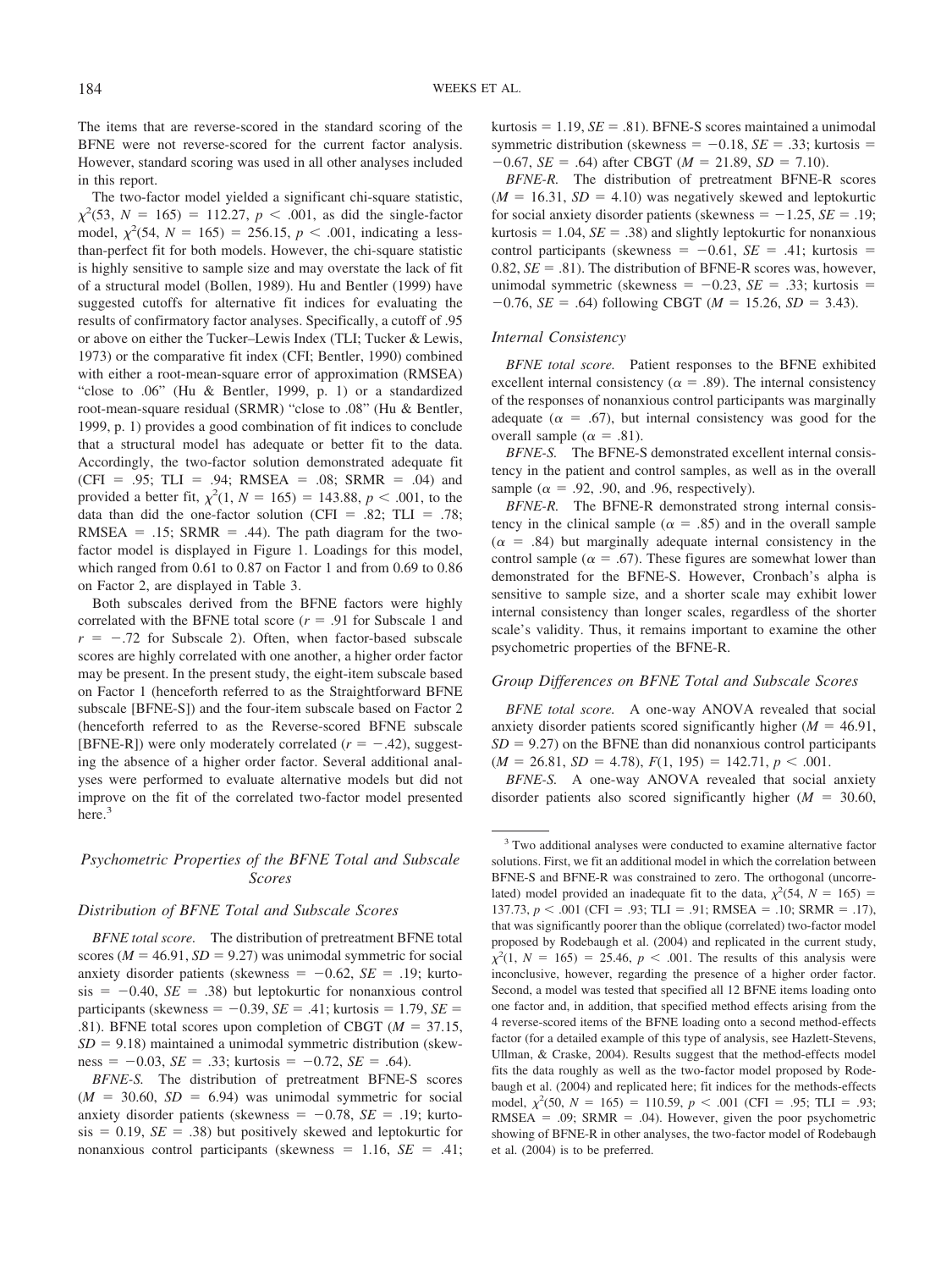The items that are reverse-scored in the standard scoring of the BFNE were not reverse-scored for the current factor analysis. However, standard scoring was used in all other analyses included in this report.

The two-factor model yielded a significant chi-square statistic, $\chi^2(53, N = 165) = 112.27$, $p < .001$, as did the single-factor model, $\chi^2(54, N = 165) = 256.15$, $p < .001$, indicating a less-than-perfect fit for both models. However, the chi-square statistic is highly sensitive to sample size and may overstate the lack of fit of a structural model (Bollen, 1989). Hu and Bentler (1999) have suggested cutoffs for alternative fit indices for evaluating the results of confirmatory factor analyses. Specifically, a cutoff of .95 or above on either the Tucker–Lewis Index (TLI; Tucker & Lewis, 1973) or the comparative fit index (CFI; Bentler, 1990) combined with either a root-mean-square error of approximation (RMSEA) "close to .06" (Hu & Bentler, 1999, p. 1) or a standardized root-mean-square residual (SRMR) "close to .08" (Hu & Bentler, 1999, p. 1) provides a good combination of fit indices to conclude that a structural model has adequate or better fit to the data. Accordingly, the two-factor solution demonstrated adequate fit (CFI = .95; TLI = .94; RMSEA = .08; SRMR = .04) and provided a better fit, $\chi^2(1, N = 165) = 143.88$, $p < .001$, to the data than did the one-factor solution (CFI = .82; TLI = .78; RMSEA = .15; SRMR = .44). The path diagram for the two-factor model is displayed in Figure 1. Loadings for this model, which ranged from 0.61 to 0.87 on Factor 1 and from 0.69 to 0.86 on Factor 2, are displayed in Table 3.

Both subscales derived from the BFNE factors were highly correlated with the BFNE total score ($r = .91$ for Subscale 1 and $r = -.72$ for Subscale 2). Often, when factor-based subscale scores are highly correlated with one another, a higher order factor may be present. In the present study, the eight-item subscale based on Factor 1 (henceforth referred to as the Straightforward BFNE subscale [BFNE-S]) and the four-item subscale based on Factor 2 (henceforth referred to as the Reverse-scored BFNE subscale [BFNE-R]) were only moderately correlated ($r = -.42$), suggesting the absence of a higher order factor. Several additional analyses were performed to evaluate alternative models but did not improve on the fit of the correlated two-factor model presented here.[3]

## Psychometric Properties of the BFNE Total and Subscale Scores

### Distribution of BFNE Total and Subscale Scores

*BFNE total score.* The distribution of pretreatment BFNE total scores ($M = 46.91$, $SD = 9.27$) was unimodal symmetric for social anxiety disorder patients (skewness = −0.62, $SE = .19$; kurtosis = −0.40, $SE = .38$) but leptokurtic for nonanxious control participants (skewness = −0.39, $SE = .41$; kurtosis = 1.79, $SE = .81$). BFNE total scores upon completion of CBGT ($M = 37.15$, $SD = 9.18$) maintained a unimodal symmetric distribution (skewness = −0.03, $SE = .33$; kurtosis = −0.72, $SE = .64$).

*BFNE-S.* The distribution of pretreatment BFNE-S scores ($M = 30.60$, $SD = 6.94$) was unimodal symmetric for social anxiety disorder patients (skewness = −0.78, $SE = .19$; kurtosis = 0.19, $SE = .38$) but positively skewed and leptokurtic for nonanxious control participants (skewness = 1.16, $SE = .41$; kurtosis = 1.19, $SE = .81$). BFNE-S scores maintained a unimodal symmetric distribution (skewness = −0.18, $SE = .33$; kurtosis = −0.67, $SE = .64$) after CBGT ($M = 21.89$, $SD = 7.10$).

*BFNE-R.* The distribution of pretreatment BFNE-R scores ($M = 16.31$, $SD = 4.10$) was negatively skewed and leptokurtic for social anxiety disorder patients (skewness = −1.25, $SE = .19$; kurtosis = 1.04, $SE = .38$) and slightly leptokurtic for nonanxious control participants (skewness = −0.61, $SE = .41$; kurtosis = 0.82, $SE = .81$). The distribution of BFNE-R scores was, however, unimodal symmetric (skewness = −0.23, $SE = .33$; kurtosis = −0.76, $SE = .64$) following CBGT ($M = 15.26$, $SD = 3.43$).

### Internal Consistency

*BFNE total score.* Patient responses to the BFNE exhibited excellent internal consistency ($\alpha = .89$). The internal consistency of the responses of nonanxious control participants was marginally adequate ($\alpha = .67$), but internal consistency was good for the overall sample ($\alpha = .81$).

*BFNE-S.* The BFNE-S demonstrated excellent internal consistency in the patient and control samples, as well as in the overall sample ($\alpha = .92$, .90, and .96, respectively).

*BFNE-R.* The BFNE-R demonstrated strong internal consistency in the clinical sample ($\alpha = .85$) and in the overall sample ($\alpha = .84$) but marginally adequate internal consistency in the control sample ($\alpha = .67$). These figures are somewhat lower than demonstrated for the BFNE-S. However, Cronbach's alpha is sensitive to sample size, and a shorter scale may exhibit lower internal consistency than longer scales, regardless of the shorter scale's validity. Thus, it remains important to examine the other psychometric properties of the BFNE-R.

### Group Differences on BFNE Total and Subscale Scores

*BFNE total score.* A one-way ANOVA revealed that social anxiety disorder patients scored significantly higher ($M = 46.91$, $SD = 9.27$) on the BFNE than did nonanxious control participants ($M = 26.81$, $SD = 4.78$), $F(1, 195) = 142.71$, $p < .001$.

*BFNE-S.* A one-way ANOVA revealed that social anxiety disorder patients also scored significantly higher ($M = 30.60$,

---

[3] Two additional analyses were conducted to examine alternative factor solutions. First, we fit an additional model in which the correlation between BFNE-S and BFNE-R was constrained to zero. The orthogonal (uncorrelated) model provided an inadequate fit to the data, $\chi^2(54, N = 165) = 137.73$, $p < .001$ (CFI = .93; TLI = .91; RMSEA = .10; SRMR = .17), that was significantly poorer than the oblique (correlated) two-factor model proposed by Rodebaugh et al. (2004) and replicated in the current study, $\chi^2(1, N = 165) = 25.46$, $p < .001$. The results of this analysis were inconclusive, however, regarding the presence of a higher order factor. Second, a model was tested that specified all 12 BFNE items loading onto one factor and, in addition, that specified method effects arising from the 4 reverse-scored items of the BFNE loading onto a second method-effects factor (for a detailed example of this type of analysis, see Hazlett-Stevens, Ullman, & Craske, 2004). Results suggest that the method-effects model fits the data roughly as well as the two-factor model proposed by Rodebaugh et al. (2004) and replicated here; fit indices for the methods-effects model, $\chi^2(50, N = 165) = 110.59$, $p < .001$ (CFI = .95; TLI = .93; RMSEA = .09; SRMR = .04). However, given the poor psychometric showing of BFNE-R in other analyses, the two-factor model of Rodebaugh et al. (2004) is to be preferred.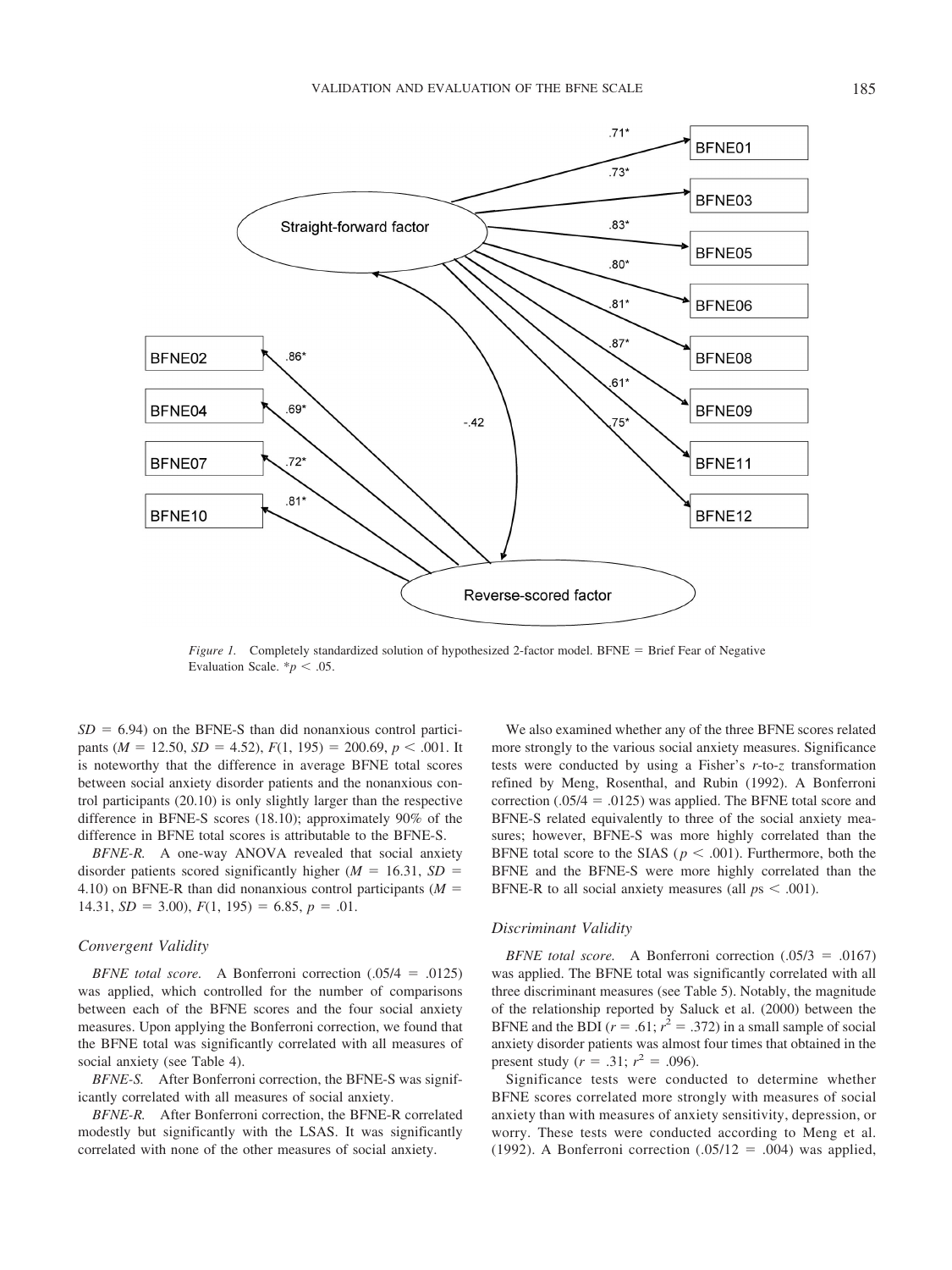*Figure 1.* Completely standardized solution of hypothesized 2-factor model. BFNE = Brief Fear of Negative Evaluation Scale. $^{*}p < .05$.

$SD = 6.94$) on the BFNE-S than did nonanxious control participants ($M = 12.50$, $SD = 4.52$), $F(1, 195) = 200.69$, $p < .001$. It is noteworthy that the difference in average BFNE total scores between social anxiety disorder patients and the nonanxious control participants (20.10) is only slightly larger than the respective difference in BFNE-S scores (18.10); approximately 90% of the difference in BFNE total scores is attributable to the BFNE-S.

*BFNE-R.* A one-way ANOVA revealed that social anxiety disorder patients scored significantly higher ($M = 16.31$, $SD = 4.10$) on BFNE-R than did nonanxious control participants ($M = 14.31$, $SD = 3.00$), $F(1, 195) = 6.85$, $p = .01$.

### Convergent Validity

*BFNE total score.* A Bonferroni correction (.05/4 = .0125) was applied, which controlled for the number of comparisons between each of the BFNE scores and the four social anxiety measures. Upon applying the Bonferroni correction, we found that the BFNE total was significantly correlated with all measures of social anxiety (see Table 4).

*BFNE-S.* After Bonferroni correction, the BFNE-S was significantly correlated with all measures of social anxiety.

*BFNE-R.* After Bonferroni correction, the BFNE-R correlated modestly but significantly with the LSAS. It was significantly correlated with none of the other measures of social anxiety.

We also examined whether any of the three BFNE scores related more strongly to the various social anxiety measures. Significance tests were conducted by using a Fisher's $r$-to-$z$ transformation refined by Meng, Rosenthal, and Rubin (1992). A Bonferroni correction (.05/4 = .0125) was applied. The BFNE total score and BFNE-S related equivalently to three of the social anxiety measures; however, BFNE-S was more highly correlated than the BFNE total score to the SIAS ($p < .001$). Furthermore, both the BFNE and the BFNE-S were more highly correlated than the BFNE-R to all social anxiety measures (all $ps < .001$).

### Discriminant Validity

*BFNE total score.* A Bonferroni correction (.05/3 = .0167) was applied. The BFNE total was significantly correlated with all three discriminant measures (see Table 5). Notably, the magnitude of the relationship reported by Saluck et al. (2000) between the BFNE and the BDI ($r = .61$; $r^2 = .372$) in a small sample of social anxiety disorder patients was almost four times that obtained in the present study ($r = .31$; $r^2 = .096$).

Significance tests were conducted to determine whether BFNE scores correlated more strongly with measures of social anxiety than with measures of anxiety sensitivity, depression, or worry. These tests were conducted according to Meng et al. (1992). A Bonferroni correction (.05/12 = .004) was applied,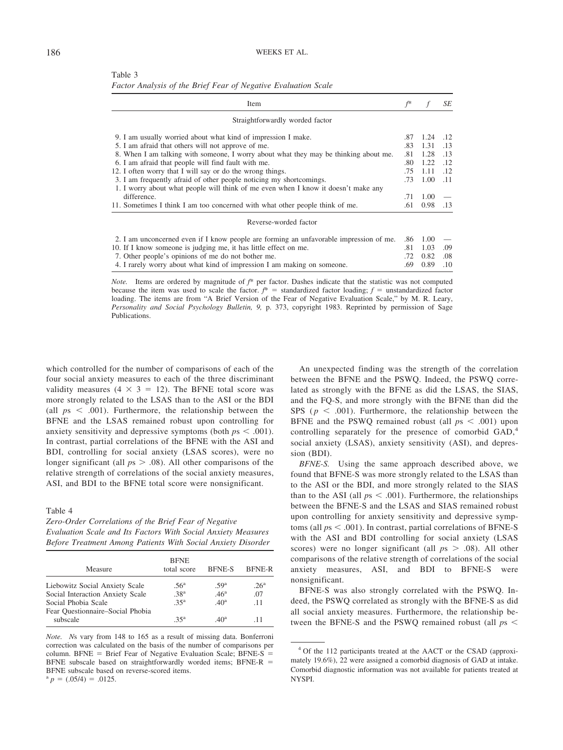Table 3

*Factor Analysis of the Brief Fear of Negative Evaluation Scale*

| Item | $f^*$ | $f$ | $SE$ |
|---|---|---|---|
| Straightforwardly worded factor | | | |
| 9. I am usually worried about what kind of impression I make. | .87 | 1.24 | .12 |
| 5. I am afraid that others will not approve of me. | .83 | 1.31 | .13 |
| 8. When I am talking with someone, I worry about what they may be thinking about me. | .81 | 1.28 | .13 |
| 6. I am afraid that people will find fault with me. | .80 | 1.22 | .12 |
| 12. I often worry that I will say or do the wrong things. | .75 | 1.11 | .12 |
| 3. I am frequently afraid of other people noticing my shortcomings. | .73 | 1.00 | .11 |
| 1. I worry about what people will think of me even when I know it doesn't make any difference. | .71 | 1.00 | — |
| 11. Sometimes I think I am too concerned with what other people think of me. | .61 | 0.98 | .13 |
| Reverse-worded factor | | | |
| 2. I am unconcerned even if I know people are forming an unfavorable impression of me. | .86 | 1.00 | — |
| 10. If I know someone is judging me, it has little effect on me. | .81 | 1.03 | .09 |
| 7. Other people's opinions of me do not bother me. | .72 | 0.82 | .08 |
| 4. I rarely worry about what kind of impression I am making on someone. | .69 | 0.89 | .10 |

*Note.* Items are ordered by magnitude of $f^*$ per factor. Dashes indicate that the statistic was not computed because the item was used to scale the factor. $f^*$ = standardized factor loading; $f$ = unstandardized factor loading. The items are from "A Brief Version of the Fear of Negative Evaluation Scale," by M. R. Leary, *Personality and Social Psychology Bulletin, 9,* p. 373, copyright 1983. Reprinted by permission of Sage Publications.

which controlled for the number of comparisons of each of the four social anxiety measures to each of the three discriminant validity measures ($4 \times 3 = 12$). The BFNE total score was more strongly related to the LSAS than to the ASI or the BDI (all $ps < .001$). Furthermore, the relationship between the BFNE and the LSAS remained robust upon controlling for anxiety sensitivity and depressive symptoms (both $ps < .001$). In contrast, partial correlations of the BFNE with the ASI and BDI, controlling for social anxiety (LSAS scores), were no longer significant (all $ps > .08$). All other comparisons of the relative strength of correlations of the social anxiety measures, ASI, and BDI to the BFNE total score were nonsignificant.

Table 4

*Zero-Order Correlations of the Brief Fear of Negative Evaluation Scale and Its Factors With Social Anxiety Measures Before Treatment Among Patients With Social Anxiety Disorder*

| Measure | BFNE total score | BFNE-S | BFNE-R |
|---|---|---|---|
| Liebowitz Social Anxiety Scale | .56[a] | .59[a] | .26[a] |
| Social Interaction Anxiety Scale | .38[a] | .46[a] | .07 |
| Social Phobia Scale | .35[a] | .40[a] | .11 |
| Fear Questionnaire–Social Phobia subscale | .35[a] | .40[a] | .11 |

*Note.* $N$s vary from 148 to 165 as a result of missing data. Bonferroni correction was calculated on the basis of the number of comparisons per column. BFNE = Brief Fear of Negative Evaluation Scale; BFNE-S = BFNE subscale based on straightforwardly worded items; BFNE-R = BFNE subscale based on reverse-scored items.

[a] $p = (.05/4) = .0125$.

An unexpected finding was the strength of the correlation between the BFNE and the PSWQ. Indeed, the PSWQ correlated as strongly with the BFNE as did the LSAS, the SIAS, and the FQ-S, and more strongly with the BFNE than did the SPS ($p < .001$). Furthermore, the relationship between the BFNE and the PSWQ remained robust (all $ps < .001$) upon controlling separately for the presence of comorbid GAD,[4] social anxiety (LSAS), anxiety sensitivity (ASI), and depression (BDI).

*BFNE-S.* Using the same approach described above, we found that BFNE-S was more strongly related to the LSAS than to the ASI or the BDI, and more strongly related to the SIAS than to the ASI (all $ps < .001$). Furthermore, the relationships between the BFNE-S and the LSAS and SIAS remained robust upon controlling for anxiety sensitivity and depressive symptoms (all $ps < .001$). In contrast, partial correlations of BFNE-S with the ASI and BDI controlling for social anxiety (LSAS scores) were no longer significant (all $ps > .08$). All other comparisons of the relative strength of correlations of the social anxiety measures, ASI, and BDI to BFNE-S were nonsignificant.

BFNE-S was also strongly correlated with the PSWQ. Indeed, the PSWQ correlated as strongly with the BFNE-S as did all social anxiety measures. Furthermore, the relationship between the BFNE-S and the PSWQ remained robust (all $ps <$

[4] Of the 112 participants treated at the AACT or the CSAD (approximately 19.6%), 22 were assigned a comorbid diagnosis of GAD at intake. Comorbid diagnostic information was not available for patients treated at NYSPI.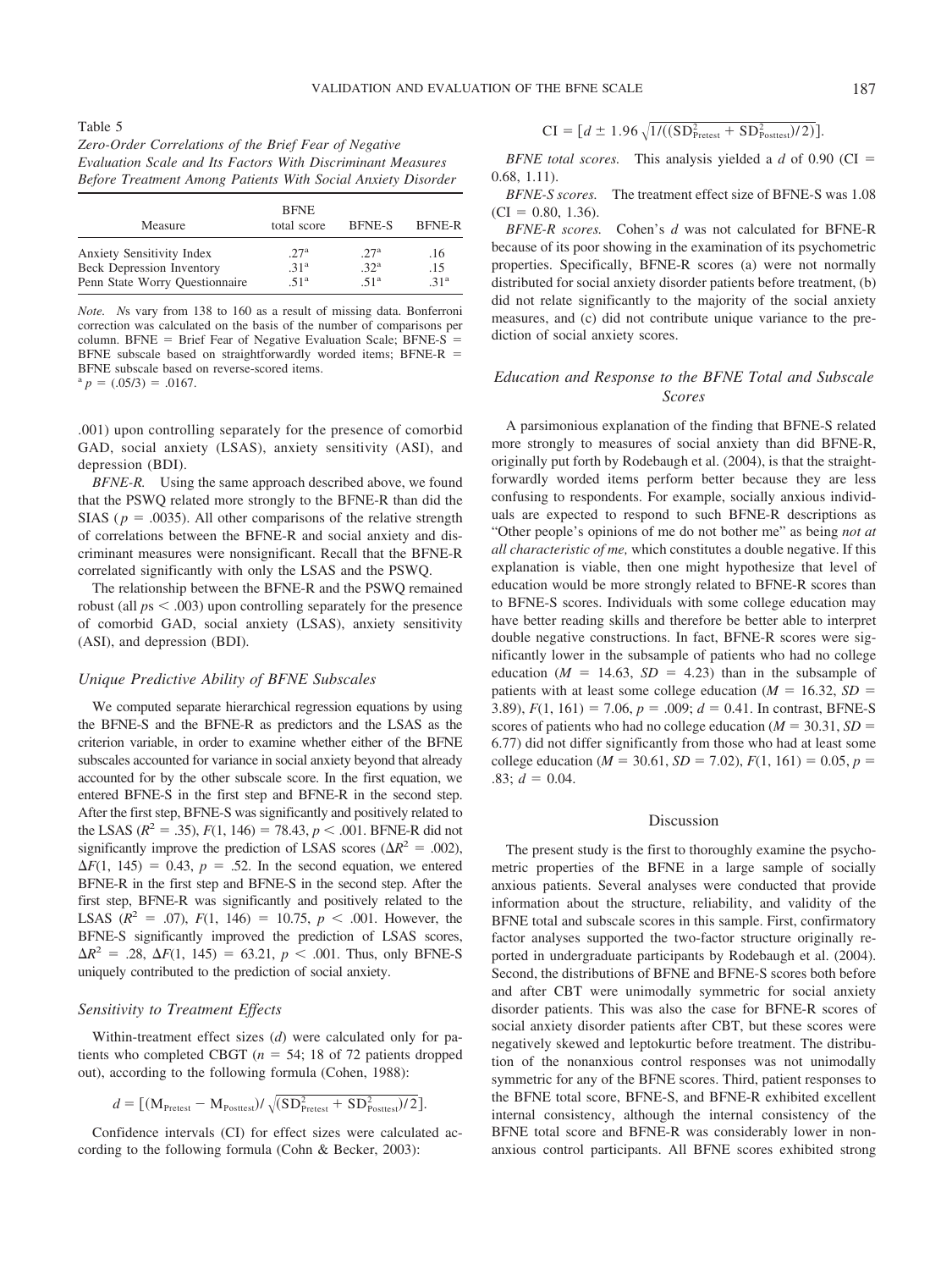Table 5

*Zero-Order Correlations of the Brief Fear of Negative Evaluation Scale and Its Factors With Discriminant Measures Before Treatment Among Patients With Social Anxiety Disorder*

| Measure | BFNE total score | BFNE-S | BFNE-R |
|---|---|---|---|
| Anxiety Sensitivity Index | .27[a] | .27[a] | .16 |
| Beck Depression Inventory | .31[a] | .32[a] | .15 |
| Penn State Worry Questionnaire | .51[a] | .51[a] | .31[a] |

*Note.* *N*s vary from 138 to 160 as a result of missing data. Bonferroni correction was calculated on the basis of the number of comparisons per column. BFNE = Brief Fear of Negative Evaluation Scale; BFNE-S = BFNE subscale based on straightforwardly worded items; BFNE-R = BFNE subscale based on reverse-scored items.

[a] $p = (.05/3) = .0167$.

.001) upon controlling separately for the presence of comorbid GAD, social anxiety (LSAS), anxiety sensitivity (ASI), and depression (BDI).

*BFNE-R.* Using the same approach described above, we found that the PSWQ related more strongly to the BFNE-R than did the SIAS ($p = .0035$). All other comparisons of the relative strength of correlations between the BFNE-R and social anxiety and discriminant measures were nonsignificant. Recall that the BFNE-R correlated significantly with only the LSAS and the PSWQ.

The relationship between the BFNE-R and the PSWQ remained robust (all $p$s $< .003$) upon controlling separately for the presence of comorbid GAD, social anxiety (LSAS), anxiety sensitivity (ASI), and depression (BDI).

### Unique Predictive Ability of BFNE Subscales

We computed separate hierarchical regression equations by using the BFNE-S and the BFNE-R as predictors and the LSAS as the criterion variable, in order to examine whether either of the BFNE subscales accounted for variance in social anxiety beyond that already accounted for by the other subscale score. In the first equation, we entered BFNE-S in the first step and BFNE-R in the second step. After the first step, BFNE-S was significantly and positively related to the LSAS ($R^2 = .35$), $F(1, 146) = 78.43$, $p < .001$. BFNE-R did not significantly improve the prediction of LSAS scores ($\Delta R^2 = .002$), $\Delta F(1, 145) = 0.43$, $p = .52$. In the second equation, we entered BFNE-R in the first step and BFNE-S in the second step. After the first step, BFNE-R was significantly and positively related to the LSAS ($R^2 = .07$), $F(1, 146) = 10.75$, $p < .001$. However, the BFNE-S significantly improved the prediction of LSAS scores, $\Delta R^2 = .28$, $\Delta F(1, 145) = 63.21$, $p < .001$. Thus, only BFNE-S uniquely contributed to the prediction of social anxiety.

### Sensitivity to Treatment Effects

Within-treatment effect sizes ($d$) were calculated only for patients who completed CBGT ($n = 54$; 18 of 72 patients dropped out), according to the following formula (Cohen, 1988):

$$d = [(\mathrm{M}_{\mathrm{Pretest}} - \mathrm{M}_{\mathrm{Posttest}}) / \sqrt{(\mathrm{SD}^2_{\mathrm{Pretest}} + \mathrm{SD}^2_{\mathrm{Posttest}})/2}].$$

Confidence intervals (CI) for effect sizes were calculated according to the following formula (Cohn & Becker, 2003):

$$\mathrm{CI} = [d \pm 1.96 \sqrt{1/((\mathrm{SD}^2_{\mathrm{Pretest}} + \mathrm{SD}^2_{\mathrm{Posttest}})/2)}].$$

*BFNE total scores.* This analysis yielded a $d$ of 0.90 (CI = 0.68, 1.11).

*BFNE-S scores.* The treatment effect size of BFNE-S was 1.08 (CI = 0.80, 1.36).

*BFNE-R scores.* Cohen's $d$ was not calculated for BFNE-R because of its poor showing in the examination of its psychometric properties. Specifically, BFNE-R scores (a) were not normally distributed for social anxiety disorder patients before treatment, (b) did not relate significantly to the majority of the social anxiety measures, and (c) did not contribute unique variance to the prediction of social anxiety scores.

### Education and Response to the BFNE Total and Subscale Scores

A parsimonious explanation of the finding that BFNE-S related more strongly to measures of social anxiety than did BFNE-R, originally put forth by Rodebaugh et al. (2004), is that the straightforwardly worded items perform better because they are less confusing to respondents. For example, socially anxious individuals are expected to respond to such BFNE-R descriptions as "Other people's opinions of me do not bother me" as being *not at all characteristic of me,* which constitutes a double negative. If this explanation is viable, then one might hypothesize that level of education would be more strongly related to BFNE-R scores than to BFNE-S scores. Individuals with some college education may have better reading skills and therefore be better able to interpret double negative constructions. In fact, BFNE-R scores were significantly lower in the subsample of patients who had no college education ($M = 14.63$, $SD = 4.23$) than in the subsample of patients with at least some college education ($M = 16.32$, $SD = 3.89$), $F(1, 161) = 7.06$, $p = .009$; $d = 0.41$. In contrast, BFNE-S scores of patients who had no college education ($M = 30.31$, $SD = 6.77$) did not differ significantly from those who had at least some college education ($M = 30.61$, $SD = 7.02$), $F(1, 161) = 0.05$, $p = .83$; $d = 0.04$.

## Discussion

The present study is the first to thoroughly examine the psychometric properties of the BFNE in a large sample of socially anxious patients. Several analyses were conducted that provide information about the structure, reliability, and validity of the BFNE total and subscale scores in this sample. First, confirmatory factor analyses supported the two-factor structure originally reported in undergraduate participants by Rodebaugh et al. (2004). Second, the distributions of BFNE and BFNE-S scores both before and after CBT were unimodally symmetric for social anxiety disorder patients. This was also the case for BFNE-R scores of social anxiety disorder patients after CBT, but these scores were negatively skewed and leptokurtic before treatment. The distribution of the nonanxious control responses was not unimodally symmetric for any of the BFNE scores. Third, patient responses to the BFNE total score, BFNE-S, and BFNE-R exhibited excellent internal consistency, although the internal consistency of the BFNE total score and BFNE-R was considerably lower in nonanxious control participants. All BFNE scores exhibited strong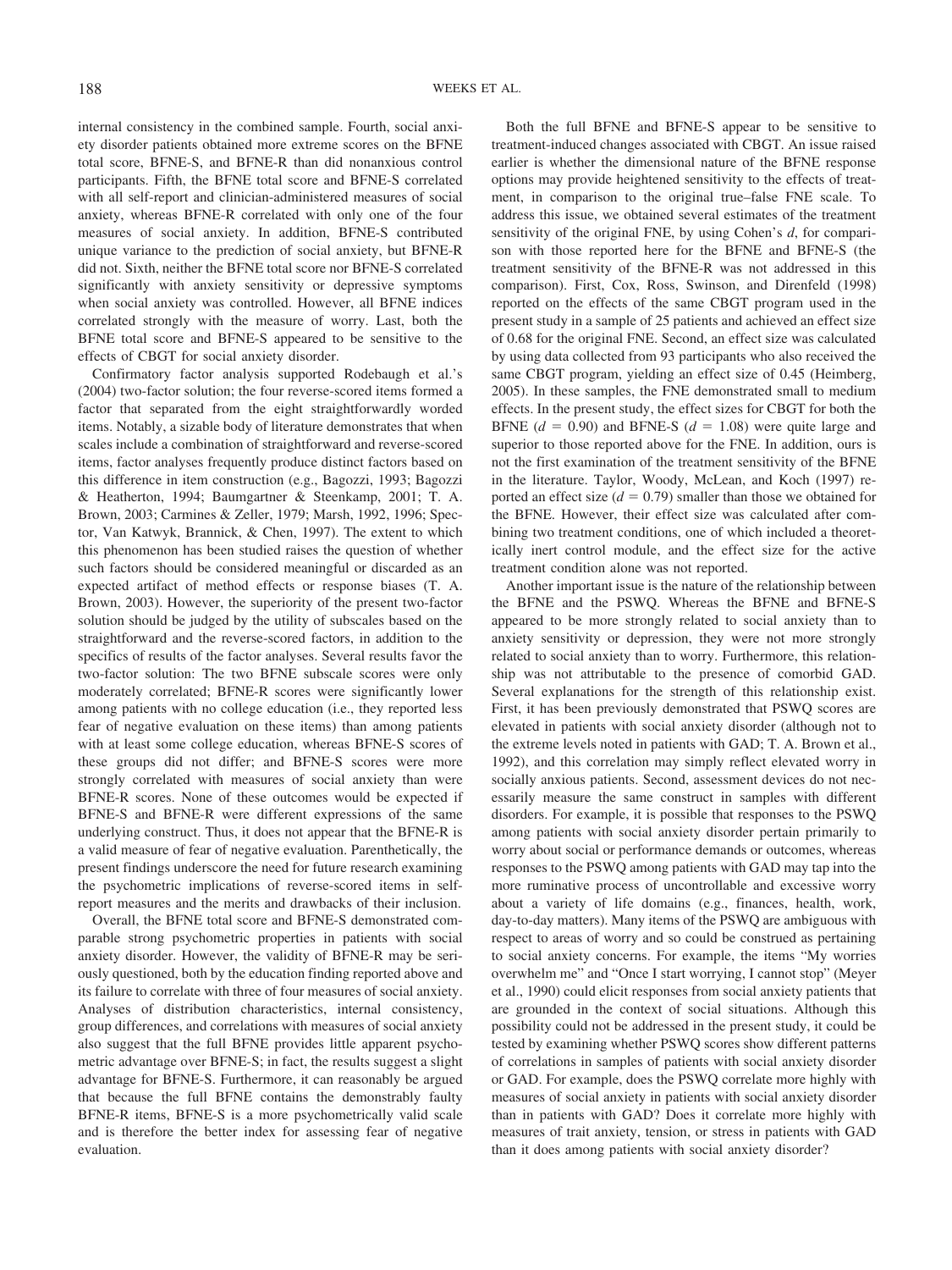internal consistency in the combined sample. Fourth, social anxiety disorder patients obtained more extreme scores on the BFNE total score, BFNE-S, and BFNE-R than did nonanxious control participants. Fifth, the BFNE total score and BFNE-S correlated with all self-report and clinician-administered measures of social anxiety, whereas BFNE-R correlated with only one of the four measures of social anxiety. In addition, BFNE-S contributed unique variance to the prediction of social anxiety, but BFNE-R did not. Sixth, neither the BFNE total score nor BFNE-S correlated significantly with anxiety sensitivity or depressive symptoms when social anxiety was controlled. However, all BFNE indices correlated strongly with the measure of worry. Last, both the BFNE total score and BFNE-S appeared to be sensitive to the effects of CBGT for social anxiety disorder.

Confirmatory factor analysis supported Rodebaugh et al.'s (2004) two-factor solution; the four reverse-scored items formed a factor that separated from the eight straightforwardly worded items. Notably, a sizable body of literature demonstrates that when scales include a combination of straightforward and reverse-scored items, factor analyses frequently produce distinct factors based on this difference in item construction (e.g., Bagozzi, 1993; Bagozzi & Heatherton, 1994; Baumgartner & Steenkamp, 2001; T. A. Brown, 2003; Carmines & Zeller, 1979; Marsh, 1992, 1996; Spector, Van Katwyk, Brannick, & Chen, 1997). The extent to which this phenomenon has been studied raises the question of whether such factors should be considered meaningful or discarded as an expected artifact of method effects or response biases (T. A. Brown, 2003). However, the superiority of the present two-factor solution should be judged by the utility of subscales based on the straightforward and the reverse-scored factors, in addition to the specifics of results of the factor analyses. Several results favor the two-factor solution: The two BFNE subscale scores were only moderately correlated; BFNE-R scores were significantly lower among patients with no college education (i.e., they reported less fear of negative evaluation on these items) than among patients with at least some college education, whereas BFNE-S scores of these groups did not differ; and BFNE-S scores were more strongly correlated with measures of social anxiety than were BFNE-R scores. None of these outcomes would be expected if BFNE-S and BFNE-R were different expressions of the same underlying construct. Thus, it does not appear that the BFNE-R is a valid measure of fear of negative evaluation. Parenthetically, the present findings underscore the need for future research examining the psychometric implications of reverse-scored items in self-report measures and the merits and drawbacks of their inclusion.

Overall, the BFNE total score and BFNE-S demonstrated comparable strong psychometric properties in patients with social anxiety disorder. However, the validity of BFNE-R may be seriously questioned, both by the education finding reported above and its failure to correlate with three of four measures of social anxiety. Analyses of distribution characteristics, internal consistency, group differences, and correlations with measures of social anxiety also suggest that the full BFNE provides little apparent psychometric advantage over BFNE-S; in fact, the results suggest a slight advantage for BFNE-S. Furthermore, it can reasonably be argued that because the full BFNE contains the demonstrably faulty BFNE-R items, BFNE-S is a more psychometrically valid scale and is therefore the better index for assessing fear of negative evaluation.

Both the full BFNE and BFNE-S appear to be sensitive to treatment-induced changes associated with CBGT. An issue raised earlier is whether the dimensional nature of the BFNE response options may provide heightened sensitivity to the effects of treatment, in comparison to the original true–false FNE scale. To address this issue, we obtained several estimates of the treatment sensitivity of the original FNE, by using Cohen's *d*, for comparison with those reported here for the BFNE and BFNE-S (the treatment sensitivity of the BFNE-R was not addressed in this comparison). First, Cox, Ross, Swinson, and Direnfeld (1998) reported on the effects of the same CBGT program used in the present study in a sample of 25 patients and achieved an effect size of 0.68 for the original FNE. Second, an effect size was calculated by using data collected from 93 participants who also received the same CBGT program, yielding an effect size of 0.45 (Heimberg, 2005). In these samples, the FNE demonstrated small to medium effects. In the present study, the effect sizes for CBGT for both the BFNE ($d = 0.90$) and BFNE-S ($d = 1.08$) were quite large and superior to those reported above for the FNE. In addition, ours is not the first examination of the treatment sensitivity of the BFNE in the literature. Taylor, Woody, McLean, and Koch (1997) reported an effect size ($d = 0.79$) smaller than those we obtained for the BFNE. However, their effect size was calculated after combining two treatment conditions, one of which included a theoretically inert control module, and the effect size for the active treatment condition alone was not reported.

Another important issue is the nature of the relationship between the BFNE and the PSWQ. Whereas the BFNE and BFNE-S appeared to be more strongly related to social anxiety than to anxiety sensitivity or depression, they were not more strongly related to social anxiety than to worry. Furthermore, this relationship was not attributable to the presence of comorbid GAD. Several explanations for the strength of this relationship exist. First, it has been previously demonstrated that PSWQ scores are elevated in patients with social anxiety disorder (although not to the extreme levels noted in patients with GAD; T. A. Brown et al., 1992), and this correlation may simply reflect elevated worry in socially anxious patients. Second, assessment devices do not necessarily measure the same construct in samples with different disorders. For example, it is possible that responses to the PSWQ among patients with social anxiety disorder pertain primarily to worry about social or performance demands or outcomes, whereas responses to the PSWQ among patients with GAD may tap into the more ruminative process of uncontrollable and excessive worry about a variety of life domains (e.g., finances, health, work, day-to-day matters). Many items of the PSWQ are ambiguous with respect to areas of worry and so could be construed as pertaining to social anxiety concerns. For example, the items "My worries overwhelm me" and "Once I start worrying, I cannot stop" (Meyer et al., 1990) could elicit responses from social anxiety patients that are grounded in the context of social situations. Although this possibility could not be addressed in the present study, it could be tested by examining whether PSWQ scores show different patterns of correlations in samples of patients with social anxiety disorder or GAD. For example, does the PSWQ correlate more highly with measures of social anxiety in patients with social anxiety disorder than in patients with GAD? Does it correlate more highly with measures of trait anxiety, tension, or stress in patients with GAD than it does among patients with social anxiety disorder?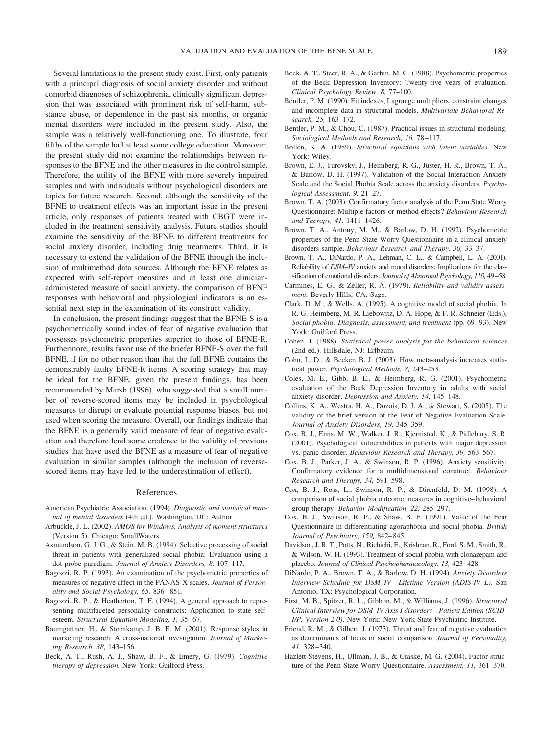Several limitations to the present study exist. First, only patients with a principal diagnosis of social anxiety disorder and without comorbid diagnoses of schizophrenia, clinically significant depression that was associated with prominent risk of self-harm, substance abuse, or dependence in the past six months, or organic mental disorders were included in the present study. Also, the sample was a relatively well-functioning one. To illustrate, four fifths of the sample had at least some college education. Moreover, the present study did not examine the relationships between responses to the BFNE and the other measures in the control sample. Therefore, the utility of the BFNE with more severely impaired samples and with individuals without psychological disorders are topics for future research. Second, although the sensitivity of the BFNE to treatment effects was an important issue in the present article, only responses of patients treated with CBGT were included in the treatment sensitivity analysis. Future studies should examine the sensitivity of the BFNE to different treatments for social anxiety disorder, including drug treatments. Third, it is necessary to extend the validation of the BFNE through the inclusion of multimethod data sources. Although the BFNE relates as expected with self-report measures and at least one clinician-administered measure of social anxiety, the comparison of BFNE responses with behavioral and physiological indicators is an essential next step in the examination of its construct validity.

In conclusion, the present findings suggest that the BFNE-S is a psychometrically sound index of fear of negative evaluation that possesses psychometric properties superior to those of BFNE-R. Furthermore, results favor use of the briefer BFNE-S over the full BFNE, if for no other reason than that the full BFNE contains the demonstrably faulty BFNE-R items. A scoring strategy that may be ideal for the BFNE, given the present findings, has been recommended by Marsh (1996), who suggested that a small number of reverse-scored items may be included in psychological measures to disrupt or evaluate potential response biases, but not used when scoring the measure. Overall, our findings indicate that the BFNE is a generally valid measure of fear of negative evaluation and therefore lend some credence to the validity of previous studies that have used the BFNE as a measure of fear of negative evaluation in similar samples (although the inclusion of reverse-scored items may have led to the underestimation of effect).

## References

American Psychiatric Association. (1994). *Diagnostic and statistical manual of mental disorders* (4th ed.). Washington, DC: Author.

Arbuckle, J. L. (2002). *AMOS for Windows. Analysis of moment structures* (Version 5). Chicago: SmallWaters.

Asmundson, G. J. G., & Stein, M. B. (1994). Selective processing of social threat in patients with generalized social phobia: Evaluation using a dot-probe paradigm. *Journal of Anxiety Disorders, 8,* 107–117.

Bagozzi, R. P. (1993). An examination of the psychometric properties of measures of negative affect in the PANAS-X scales. *Journal of Personality and Social Psychology, 65,* 836–851.

Bagozzi, R. P., & Heatherton, T. F. (1994). A general approach to representing multifaceted personality constructs: Application to state self-esteem. *Structural Equation Modeling, 1,* 35–67.

Baumgartner, H., & Steenkamp, J. B. E. M. (2001). Response styles in marketing research: A cross-national investigation. *Journal of Marketing Research, 38,* 143–156.

Beck, A. T., Rush, A. J., Shaw, B. F., & Emery, G. (1979). *Cognitive therapy of depression.* New York: Guilford Press.

Beck, A. T., Steer, R. A., & Garbin, M. G. (1988). Psychometric properties of the Beck Depression Inventory: Twenty-five years of evaluation. *Clinical Psychology Review, 8,* 77–100.

Bentler, P. M. (1990). Fit indexes, Lagrange multipliers, constraint changes and incomplete data in structural models. *Multivariate Behavioral Research, 25,* 163–172.

Bentler, P. M., & Chou, C. (1987). Practical issues in structural modeling. *Sociological Methods and Research, 16,* 78–117.

Bollen, K. A. (1989). *Structural equations with latent variables.* New York: Wiley.

Brown, E. J., Turovsky, J., Heimberg, R. G., Juster, H. R., Brown, T. A., & Barlow, D. H. (1997). Validation of the Social Interaction Anxiety Scale and the Social Phobia Scale across the anxiety disorders. *Psychological Assessment, 9,* 21–27.

Brown, T. A. (2003). Confirmatory factor analysis of the Penn State Worry Questionnaire: Multiple factors or method effects? *Behaviour Research and Therapy, 41,* 1411–1426.

Brown, T. A., Antony, M. M., & Barlow, D. H. (1992). Psychometric properties of the Penn State Worry Questionnaire in a clinical anxiety disorders sample. *Behaviour Research and Therapy, 30,* 33–37.

Brown, T. A., DiNardo, P. A., Lehman, C. L., & Campbell, L. A. (2001). Reliability of *DSM–IV* anxiety and mood disorders: Implications for the classification of emotional disorders. *Journal of Abnormal Psychology, 110,* 49–58.

Carmines, E. G., & Zeller, R. A. (1979). *Reliability and validity assessment.* Beverly Hills, CA: Sage.

Clark, D. M., & Wells, A. (1995). A cognitive model of social phobia. In R. G. Heimberg, M. R. Liebowitz, D. A. Hope, & F. R. Schneier (Eds.), *Social phobia: Diagnosis, assessment, and treatment* (pp. 69–93). New York: Guilford Press.

Cohen, J. (1988). *Statistical power analysis for the behavioral sciences* (2nd ed.). Hillsdale, NJ: Erlbaum.

Cohn, L. D., & Becker, B. J. (2003). How meta-analysis increases statistical power. *Psychological Methods, 8,* 243–253.

Coles, M. E., Gibb, B. E., & Heimberg, R. G. (2001). Psychometric evaluation of the Beck Depression Inventory in adults with social anxiety disorder. *Depression and Anxiety, 14,* 145–148.

Collins, K. A., Westra, H. A., Dozois, D. J. A., & Stewart, S. (2005). The validity of the brief version of the Fear of Negative Evaluation Scale. *Journal of Anxiety Disorders, 19,* 345–359.

Cox, B. J., Enns, M. W., Walker, J. R., Kjernisted, K., & Pidlebury, S. R. (2001). Psychological vulnerabilities in patients with major depression vs. panic disorder. *Behaviour Research and Therapy, 39,* 563–567.

Cox, B. J., Parker, J. A., & Swinson, R. P. (1996). Anxiety sensitivity: Confirmatory evidence for a multidimensional construct. *Behaviour Research and Therapy, 34,* 591–598.

Cox, B. J., Ross, L., Swinson, R. P., & Direnfeld, D. M. (1998). A comparison of social phobia outcome measures in cognitive–behavioral group therapy. *Behavior Modification, 22,* 285–297.

Cox, B. J., Swinson, R. P., & Shaw, B. F. (1991). Value of the Fear Questionnaire in differentiating agoraphobia and social phobia. *British Journal of Psychiatry, 159,* 842–845.

Davidson, J. R. T., Potts, N., Richichi, E., Krishnan, R., Ford, S. M., Smith, R., & Wilson, W. H. (1993). Treatment of social phobia with clonazepam and placebo. *Journal of Clinical Psychopharmacology, 13,* 423–428.

DiNardo, P. A., Brown, T. A., & Barlow, D. H. (1994). *Anxiety Disorders Interview Schedule for DSM–IV—Lifetime Version (ADIS-IV–L).* San Antonio, TX: Psychological Corporation.

First, M. B., Spitzer, R. L., Gibbon, M., & Williams, J. (1996). *Structured Clinical Interview for DSM–IV Axis I disorders—Patient Edition (SCID-I/P, Version 2.0).* New York: New York State Psychiatric Institute.

Friend, R. M., & Gilbert, J. (1973). Threat and fear of negative evaluation as determinants of locus of social comparison. *Journal of Personality, 41,* 328–340.

Hazlett-Stevens, H., Ullman, J. B., & Craske, M. G. (2004). Factor structure of the Penn State Worry Questionnaire. *Assessment, 11,* 361–370.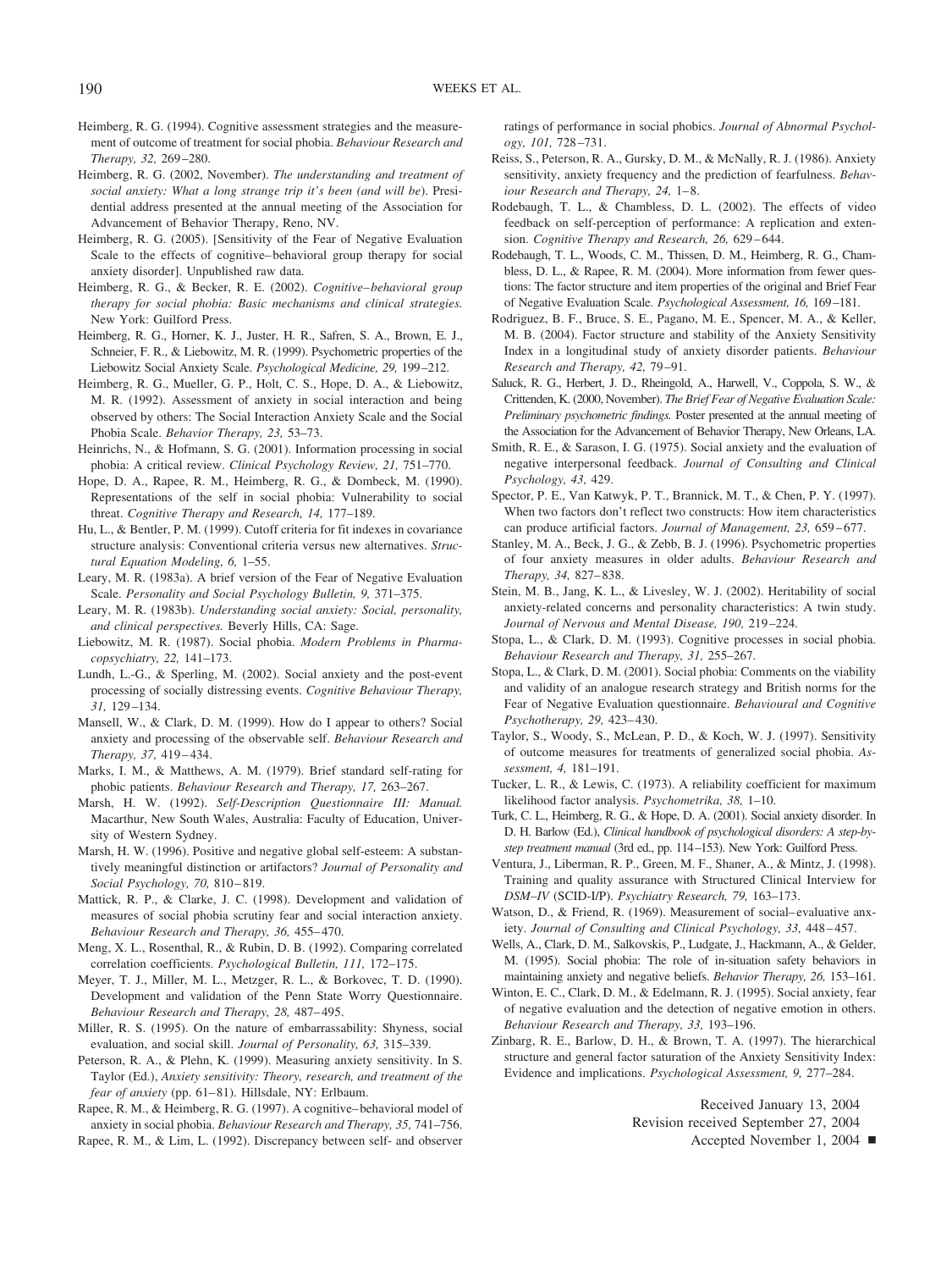Heimberg, R. G. (1994). Cognitive assessment strategies and the measurement of outcome of treatment for social phobia. *Behaviour Research and Therapy, 32,* 269–280.

Heimberg, R. G. (2002, November). *The understanding and treatment of social anxiety: What a long strange trip it's been (and will be)*. Presidential address presented at the annual meeting of the Association for Advancement of Behavior Therapy, Reno, NV.

Heimberg, R. G. (2005). [Sensitivity of the Fear of Negative Evaluation Scale to the effects of cognitive–behavioral group therapy for social anxiety disorder]. Unpublished raw data.

Heimberg, R. G., & Becker, R. E. (2002). *Cognitive–behavioral group therapy for social phobia: Basic mechanisms and clinical strategies.* New York: Guilford Press.

Heimberg, R. G., Horner, K. J., Juster, H. R., Safren, S. A., Brown, E. J., Schneier, F. R., & Liebowitz, M. R. (1999). Psychometric properties of the Liebowitz Social Anxiety Scale. *Psychological Medicine, 29,* 199–212.

Heimberg, R. G., Mueller, G. P., Holt, C. S., Hope, D. A., & Liebowitz, M. R. (1992). Assessment of anxiety in social interaction and being observed by others: The Social Interaction Anxiety Scale and the Social Phobia Scale. *Behavior Therapy, 23,* 53–73.

Heinrichs, N., & Hofmann, S. G. (2001). Information processing in social phobia: A critical review. *Clinical Psychology Review, 21,* 751–770.

Hope, D. A., Rapee, R. M., Heimberg, R. G., & Dombeck, M. (1990). Representations of the self in social phobia: Vulnerability to social threat. *Cognitive Therapy and Research, 14,* 177–189.

Hu, L., & Bentler, P. M. (1999). Cutoff criteria for fit indexes in covariance structure analysis: Conventional criteria versus new alternatives. *Structural Equation Modeling, 6,* 1–55.

Leary, M. R. (1983a). A brief version of the Fear of Negative Evaluation Scale. *Personality and Social Psychology Bulletin, 9,* 371–375.

Leary, M. R. (1983b). *Understanding social anxiety: Social, personality, and clinical perspectives.* Beverly Hills, CA: Sage.

Liebowitz, M. R. (1987). Social phobia. *Modern Problems in Pharmacopsychiatry, 22,* 141–173.

Lundh, L.-G., & Sperling, M. (2002). Social anxiety and the post-event processing of socially distressing events. *Cognitive Behaviour Therapy, 31,* 129–134.

Mansell, W., & Clark, D. M. (1999). How do I appear to others? Social anxiety and processing of the observable self. *Behaviour Research and Therapy, 37,* 419–434.

Marks, I. M., & Matthews, A. M. (1979). Brief standard self-rating for phobic patients. *Behaviour Research and Therapy, 17,* 263–267.

Marsh, H. W. (1992). *Self-Description Questionnaire III: Manual.* Macarthur, New South Wales, Australia: Faculty of Education, University of Western Sydney.

Marsh, H. W. (1996). Positive and negative global self-esteem: A substantively meaningful distinction or artifactors? *Journal of Personality and Social Psychology, 70,* 810–819.

Mattick, R. P., & Clarke, J. C. (1998). Development and validation of measures of social phobia scrutiny fear and social interaction anxiety. *Behaviour Research and Therapy, 36,* 455–470.

Meng, X. L., Rosenthal, R., & Rubin, D. B. (1992). Comparing correlated correlation coefficients. *Psychological Bulletin, 111,* 172–175.

Meyer, T. J., Miller, M. L., Metzger, R. L., & Borkovec, T. D. (1990). Development and validation of the Penn State Worry Questionnaire. *Behaviour Research and Therapy, 28,* 487–495.

Miller, R. S. (1995). On the nature of embarrassability: Shyness, social evaluation, and social skill. *Journal of Personality, 63,* 315–339.

Peterson, R. A., & Plehn, K. (1999). Measuring anxiety sensitivity. In S. Taylor (Ed.), *Anxiety sensitivity: Theory, research, and treatment of the fear of anxiety* (pp. 61–81). Hillsdale, NY: Erlbaum.

Rapee, R. M., & Heimberg, R. G. (1997). A cognitive–behavioral model of anxiety in social phobia. *Behaviour Research and Therapy, 35,* 741–756.

Rapee, R. M., & Lim, L. (1992). Discrepancy between self- and observer ratings of performance in social phobics. *Journal of Abnormal Psychology, 101,* 728–731.

Reiss, S., Peterson, R. A., Gursky, D. M., & McNally, R. J. (1986). Anxiety sensitivity, anxiety frequency and the prediction of fearfulness. *Behaviour Research and Therapy, 24,* 1–8.

Rodebaugh, T. L., & Chambless, D. L. (2002). The effects of video feedback on self-perception of performance: A replication and extension. *Cognitive Therapy and Research, 26,* 629–644.

Rodebaugh, T. L., Woods, C. M., Thissen, D. M., Heimberg, R. G., Chambless, D. L., & Rapee, R. M. (2004). More information from fewer questions: The factor structure and item properties of the original and Brief Fear of Negative Evaluation Scale. *Psychological Assessment, 16,* 169–181.

Rodriguez, B. F., Bruce, S. E., Pagano, M. E., Spencer, M. A., & Keller, M. B. (2004). Factor structure and stability of the Anxiety Sensitivity Index in a longitudinal study of anxiety disorder patients. *Behaviour Research and Therapy, 42,* 79–91.

Saluck, R. G., Herbert, J. D., Rheingold, A., Harwell, V., Coppola, S. W., & Crittenden, K. (2000, November). *The Brief Fear of Negative Evaluation Scale: Preliminary psychometric findings.* Poster presented at the annual meeting of the Association for the Advancement of Behavior Therapy, New Orleans, LA.

Smith, R. E., & Sarason, I. G. (1975). Social anxiety and the evaluation of negative interpersonal feedback. *Journal of Consulting and Clinical Psychology, 43,* 429.

Spector, P. E., Van Katwyk, P. T., Brannick, M. T., & Chen, P. Y. (1997). When two factors don't reflect two constructs: How item characteristics can produce artificial factors. *Journal of Management, 23,* 659–677.

Stanley, M. A., Beck, J. G., & Zebb, B. J. (1996). Psychometric properties of four anxiety measures in older adults. *Behaviour Research and Therapy, 34,* 827–838.

Stein, M. B., Jang, K. L., & Livesley, W. J. (2002). Heritability of social anxiety-related concerns and personality characteristics: A twin study. *Journal of Nervous and Mental Disease, 190,* 219–224.

Stopa, L., & Clark, D. M. (1993). Cognitive processes in social phobia. *Behaviour Research and Therapy, 31,* 255–267.

Stopa, L., & Clark, D. M. (2001). Social phobia: Comments on the viability and validity of an analogue research strategy and British norms for the Fear of Negative Evaluation questionnaire. *Behavioural and Cognitive Psychotherapy, 29,* 423–430.

Taylor, S., Woody, S., McLean, P. D., & Koch, W. J. (1997). Sensitivity of outcome measures for treatments of generalized social phobia. *Assessment, 4,* 181–191.

Tucker, L. R., & Lewis, C. (1973). A reliability coefficient for maximum likelihood factor analysis. *Psychometrika, 38,* 1–10.

Turk, C. L., Heimberg, R. G., & Hope, D. A. (2001). Social anxiety disorder. In D. H. Barlow (Ed.), *Clinical handbook of psychological disorders: A step-by-step treatment manual* (3rd ed., pp. 114–153). New York: Guilford Press.

Ventura, J., Liberman, R. P., Green, M. F., Shaner, A., & Mintz, J. (1998). Training and quality assurance with Structured Clinical Interview for *DSM–IV* (SCID-I/P). *Psychiatry Research, 79,* 163–173.

Watson, D., & Friend, R. (1969). Measurement of social–evaluative anxiety. *Journal of Consulting and Clinical Psychology, 33,* 448–457.

Wells, A., Clark, D. M., Salkovskis, P., Ludgate, J., Hackmann, A., & Gelder, M. (1995). Social phobia: The role of in-situation safety behaviors in maintaining anxiety and negative beliefs. *Behavior Therapy, 26,* 153–161.

Winton, E. C., Clark, D. M., & Edelmann, R. J. (1995). Social anxiety, fear of negative evaluation and the detection of negative emotion in others. *Behaviour Research and Therapy, 33,* 193–196.

Zinbarg, R. E., Barlow, D. H., & Brown, T. A. (1997). The hierarchical structure and general factor saturation of the Anxiety Sensitivity Index: Evidence and implications. *Psychological Assessment, 9,* 277–284.

Received January 13, 2004
Revision received September 27, 2004
Accepted November 1, 2004 ■